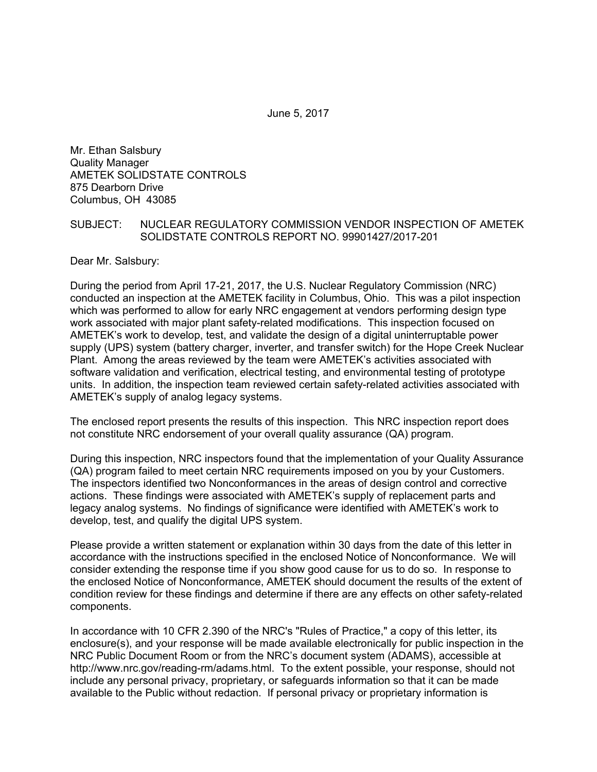June 5, 2017

Mr. Ethan Salsbury
Quality Manager
AMETEK SOLIDSTATE CONTROLS
875 Dearborn Drive
Columbus, OH 43085

SUBJECT: NUCLEAR REGULATORY COMMISSION VENDOR INSPECTION OF AMETEK SOLIDSTATE CONTROLS REPORT NO. 99901427/2017-201

Dear Mr. Salsbury:

During the period from April 17-21, 2017, the U.S. Nuclear Regulatory Commission (NRC) conducted an inspection at the AMETEK facility in Columbus, Ohio. This was a pilot inspection which was performed to allow for early NRC engagement at vendors performing design type work associated with major plant safety-related modifications. This inspection focused on AMETEK's work to develop, test, and validate the design of a digital uninterruptable power supply (UPS) system (battery charger, inverter, and transfer switch) for the Hope Creek Nuclear Plant. Among the areas reviewed by the team were AMETEK's activities associated with software validation and verification, electrical testing, and environmental testing of prototype units. In addition, the inspection team reviewed certain safety-related activities associated with AMETEK's supply of analog legacy systems.

The enclosed report presents the results of this inspection. This NRC inspection report does not constitute NRC endorsement of your overall quality assurance (QA) program.

During this inspection, NRC inspectors found that the implementation of your Quality Assurance (QA) program failed to meet certain NRC requirements imposed on you by your Customers. The inspectors identified two Nonconformances in the areas of design control and corrective actions. These findings were associated with AMETEK's supply of replacement parts and legacy analog systems. No findings of significance were identified with AMETEK's work to develop, test, and qualify the digital UPS system.

Please provide a written statement or explanation within 30 days from the date of this letter in accordance with the instructions specified in the enclosed Notice of Nonconformance. We will consider extending the response time if you show good cause for us to do so. In response to the enclosed Notice of Nonconformance, AMETEK should document the results of the extent of condition review for these findings and determine if there are any effects on other safety-related components.

In accordance with 10 CFR 2.390 of the NRC's "Rules of Practice," a copy of this letter, its enclosure(s), and your response will be made available electronically for public inspection in the NRC Public Document Room or from the NRC's document system (ADAMS), accessible at http://www.nrc.gov/reading-rm/adams.html. To the extent possible, your response, should not include any personal privacy, proprietary, or safeguards information so that it can be made available to the Public without redaction. If personal privacy or proprietary information is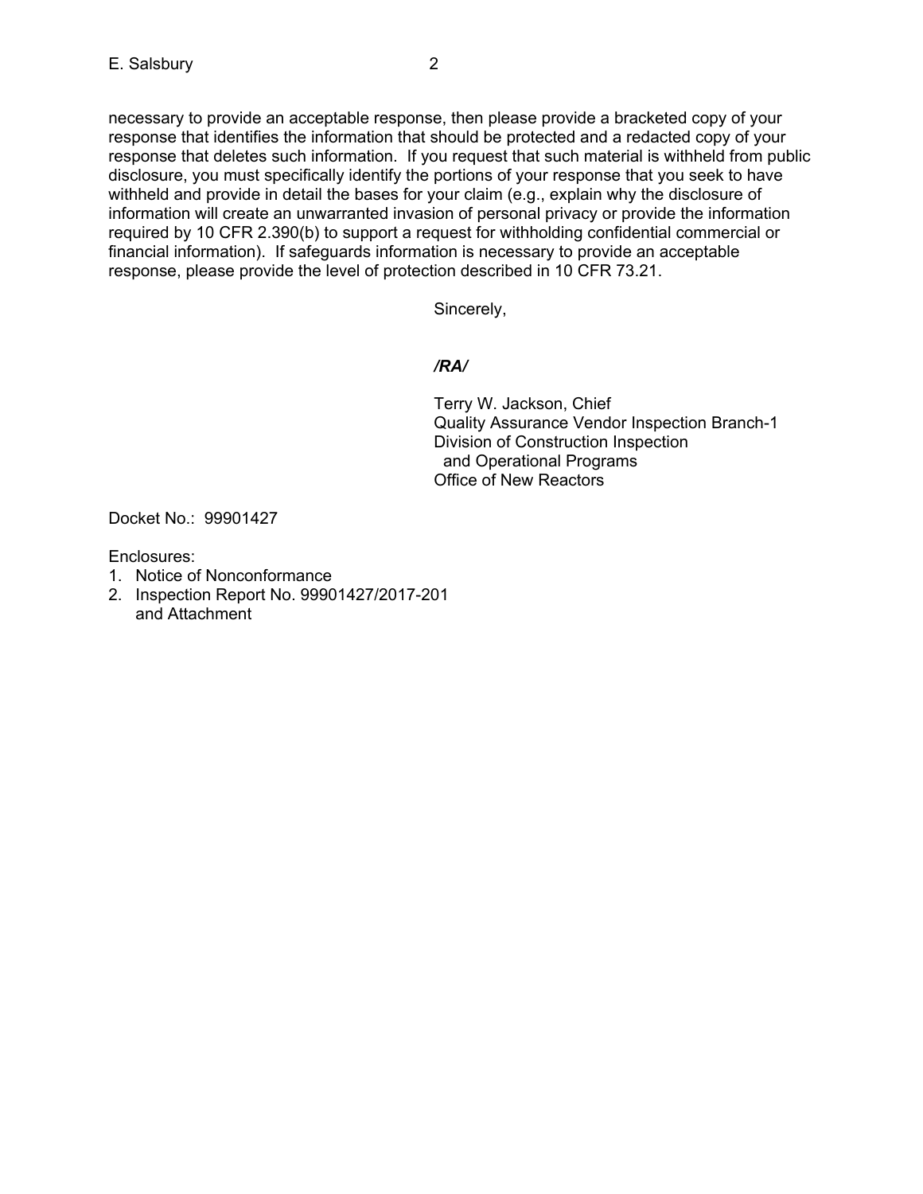necessary to provide an acceptable response, then please provide a bracketed copy of your response that identifies the information that should be protected and a redacted copy of your response that deletes such information. If you request that such material is withheld from public disclosure, you must specifically identify the portions of your response that you seek to have withheld and provide in detail the bases for your claim (e.g., explain why the disclosure of information will create an unwarranted invasion of personal privacy or provide the information required by 10 CFR 2.390(b) to support a request for withholding confidential commercial or financial information). If safeguards information is necessary to provide an acceptable response, please provide the level of protection described in 10 CFR 73.21.

Sincerely,

***/RA/***

Terry W. Jackson, Chief
Quality Assurance Vendor Inspection Branch-1
Division of Construction Inspection
and Operational Programs
Office of New Reactors

Docket No.: 99901427

Enclosures:
1. Notice of Nonconformance
2. Inspection Report No. 99901427/2017-201
   and Attachment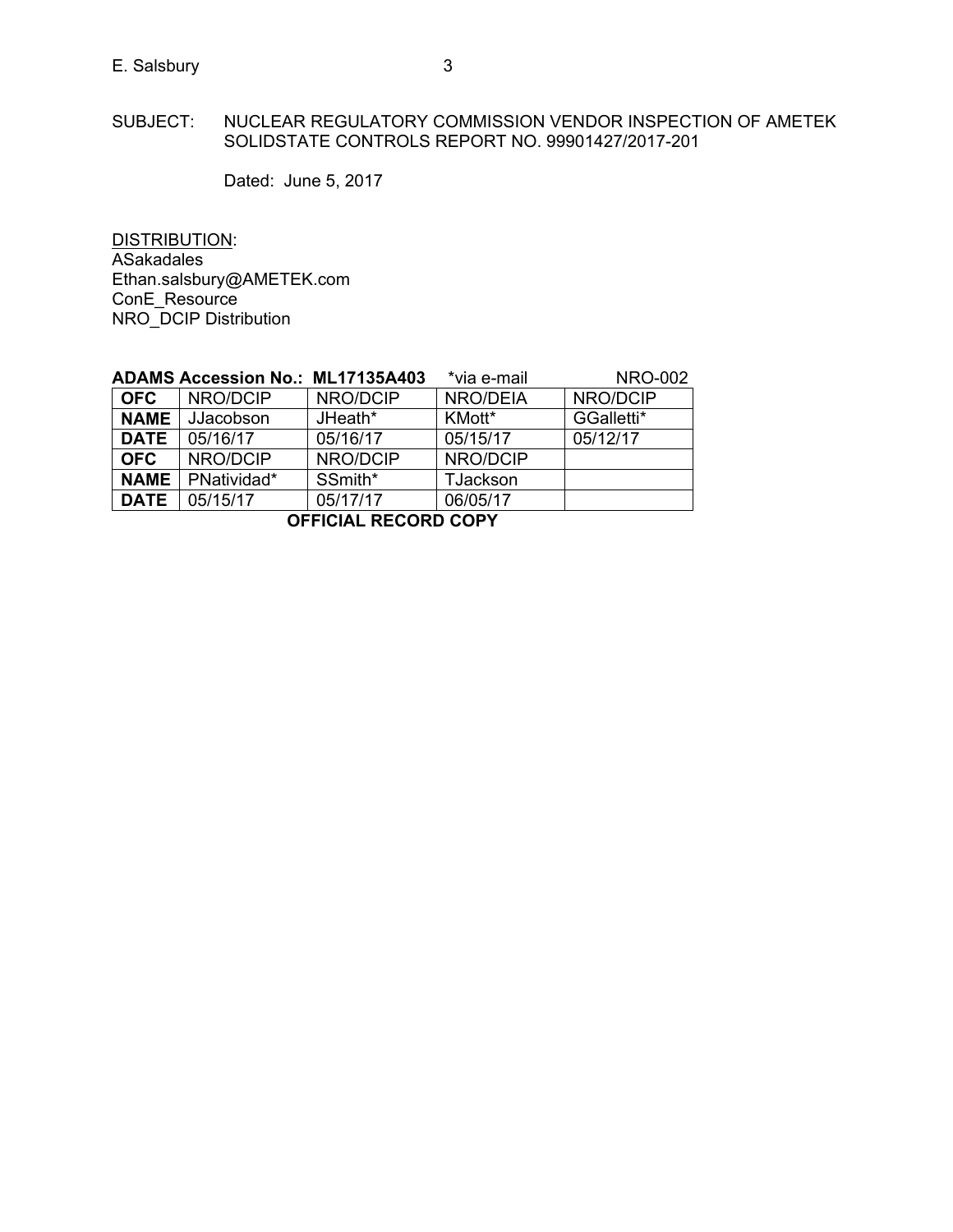SUBJECT: NUCLEAR REGULATORY COMMISSION VENDOR INSPECTION OF AMETEK SOLIDSTATE CONTROLS REPORT NO. 99901427/2017-201

Dated: June 5, 2017

DISTRIBUTION:
ASakadales
Ethan.salsbury@AMETEK.com
ConE_Resource
NRO_DCIP Distribution

**ADAMS Accession No.: ML17135A403** *via e-mail NRO-002

| **OFC** | NRO/DCIP | NRO/DCIP | NRO/DEIA | NRO/DCIP |
|---|---|---|---|---|
| **NAME** | JJacobson | JHeath* | KMott* | GGalletti* |
| **DATE** | 05/16/17 | 05/16/17 | 05/15/17 | 05/12/17 |
| **OFC** | NRO/DCIP | NRO/DCIP | NRO/DCIP | |
| **NAME** | PNatividad* | SSmith* | TJackson | |
| **DATE** | 05/15/17 | 05/17/17 | 06/05/17 | |

**OFFICIAL RECORD COPY**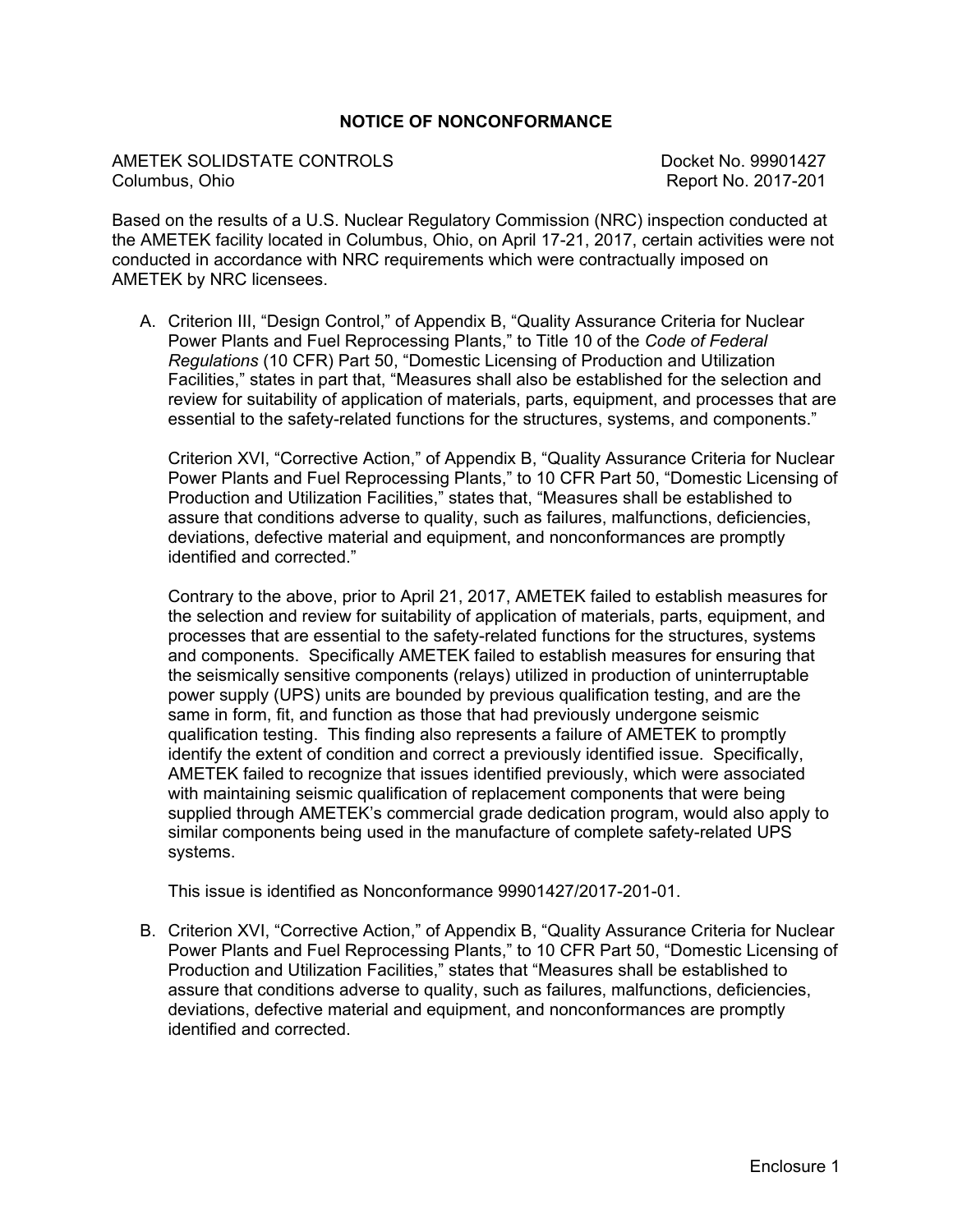## NOTICE OF NONCONFORMANCE

AMETEK SOLIDSTATE CONTROLS
Columbus, Ohio

Docket No. 99901427
Report No. 2017-201

Based on the results of a U.S. Nuclear Regulatory Commission (NRC) inspection conducted at the AMETEK facility located in Columbus, Ohio, on April 17-21, 2017, certain activities were not conducted in accordance with NRC requirements which were contractually imposed on AMETEK by NRC licensees.

A. Criterion III, "Design Control," of Appendix B, "Quality Assurance Criteria for Nuclear Power Plants and Fuel Reprocessing Plants," to Title 10 of the *Code of Federal Regulations* (10 CFR) Part 50, "Domestic Licensing of Production and Utilization Facilities," states in part that, "Measures shall also be established for the selection and review for suitability of application of materials, parts, equipment, and processes that are essential to the safety-related functions for the structures, systems, and components."

   Criterion XVI, "Corrective Action," of Appendix B, "Quality Assurance Criteria for Nuclear Power Plants and Fuel Reprocessing Plants," to 10 CFR Part 50, "Domestic Licensing of Production and Utilization Facilities," states that, "Measures shall be established to assure that conditions adverse to quality, such as failures, malfunctions, deficiencies, deviations, defective material and equipment, and nonconformances are promptly identified and corrected."

   Contrary to the above, prior to April 21, 2017, AMETEK failed to establish measures for the selection and review for suitability of application of materials, parts, equipment, and processes that are essential to the safety-related functions for the structures, systems and components. Specifically AMETEK failed to establish measures for ensuring that the seismically sensitive components (relays) utilized in production of uninterruptable power supply (UPS) units are bounded by previous qualification testing, and are the same in form, fit, and function as those that had previously undergone seismic qualification testing. This finding also represents a failure of AMETEK to promptly identify the extent of condition and correct a previously identified issue. Specifically, AMETEK failed to recognize that issues identified previously, which were associated with maintaining seismic qualification of replacement components that were being supplied through AMETEK's commercial grade dedication program, would also apply to similar components being used in the manufacture of complete safety-related UPS systems.

   This issue is identified as Nonconformance 99901427/2017-201-01.

B. Criterion XVI, "Corrective Action," of Appendix B, "Quality Assurance Criteria for Nuclear Power Plants and Fuel Reprocessing Plants," to 10 CFR Part 50, "Domestic Licensing of Production and Utilization Facilities," states that "Measures shall be established to assure that conditions adverse to quality, such as failures, malfunctions, deficiencies, deviations, defective material and equipment, and nonconformances are promptly identified and corrected.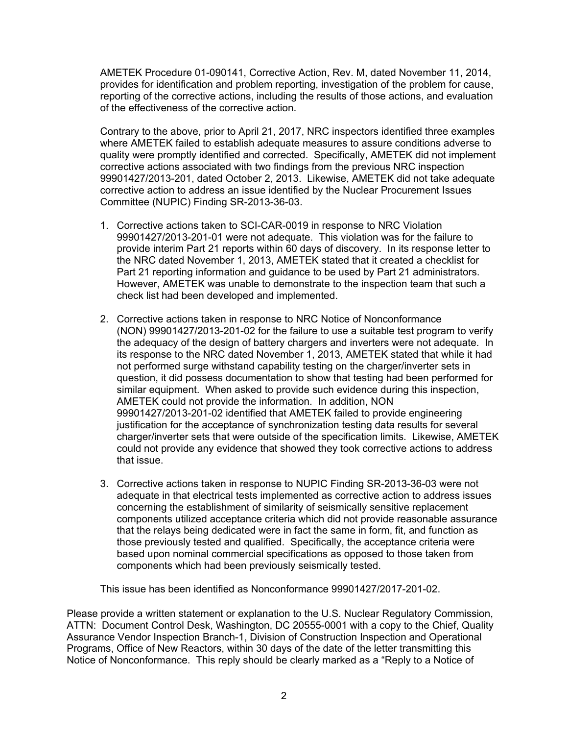AMETEK Procedure 01-090141, Corrective Action, Rev. M, dated November 11, 2014, provides for identification and problem reporting, investigation of the problem for cause, reporting of the corrective actions, including the results of those actions, and evaluation of the effectiveness of the corrective action.

Contrary to the above, prior to April 21, 2017, NRC inspectors identified three examples where AMETEK failed to establish adequate measures to assure conditions adverse to quality were promptly identified and corrected. Specifically, AMETEK did not implement corrective actions associated with two findings from the previous NRC inspection 99901427/2013-201, dated October 2, 2013. Likewise, AMETEK did not take adequate corrective action to address an issue identified by the Nuclear Procurement Issues Committee (NUPIC) Finding SR-2013-36-03.

1. Corrective actions taken to SCI-CAR-0019 in response to NRC Violation 99901427/2013-201-01 were not adequate. This violation was for the failure to provide interim Part 21 reports within 60 days of discovery. In its response letter to the NRC dated November 1, 2013, AMETEK stated that it created a checklist for Part 21 reporting information and guidance to be used by Part 21 administrators. However, AMETEK was unable to demonstrate to the inspection team that such a check list had been developed and implemented.

2. Corrective actions taken in response to NRC Notice of Nonconformance (NON) 99901427/2013-201-02 for the failure to use a suitable test program to verify the adequacy of the design of battery chargers and inverters were not adequate. In its response to the NRC dated November 1, 2013, AMETEK stated that while it had not performed surge withstand capability testing on the charger/inverter sets in question, it did possess documentation to show that testing had been performed for similar equipment. When asked to provide such evidence during this inspection, AMETEK could not provide the information. In addition, NON 99901427/2013-201-02 identified that AMETEK failed to provide engineering justification for the acceptance of synchronization testing data results for several charger/inverter sets that were outside of the specification limits. Likewise, AMETEK could not provide any evidence that showed they took corrective actions to address that issue.

3. Corrective actions taken in response to NUPIC Finding SR-2013-36-03 were not adequate in that electrical tests implemented as corrective action to address issues concerning the establishment of similarity of seismically sensitive replacement components utilized acceptance criteria which did not provide reasonable assurance that the relays being dedicated were in fact the same in form, fit, and function as those previously tested and qualified. Specifically, the acceptance criteria were based upon nominal commercial specifications as opposed to those taken from components which had been previously seismically tested.

This issue has been identified as Nonconformance 99901427/2017-201-02.

Please provide a written statement or explanation to the U.S. Nuclear Regulatory Commission, ATTN: Document Control Desk, Washington, DC 20555-0001 with a copy to the Chief, Quality Assurance Vendor Inspection Branch-1, Division of Construction Inspection and Operational Programs, Office of New Reactors, within 30 days of the date of the letter transmitting this Notice of Nonconformance. This reply should be clearly marked as a "Reply to a Notice of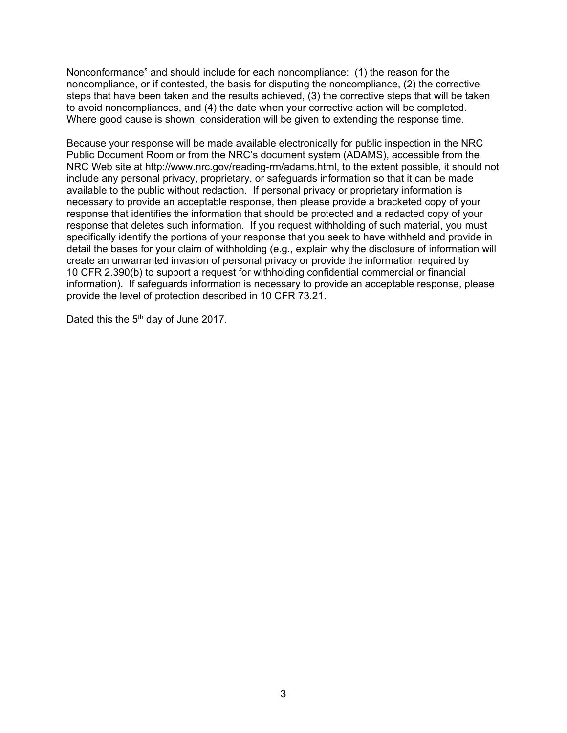Nonconformance" and should include for each noncompliance: (1) the reason for the noncompliance, or if contested, the basis for disputing the noncompliance, (2) the corrective steps that have been taken and the results achieved, (3) the corrective steps that will be taken to avoid noncompliances, and (4) the date when your corrective action will be completed. Where good cause is shown, consideration will be given to extending the response time.

Because your response will be made available electronically for public inspection in the NRC Public Document Room or from the NRC's document system (ADAMS), accessible from the NRC Web site at http://www.nrc.gov/reading-rm/adams.html, to the extent possible, it should not include any personal privacy, proprietary, or safeguards information so that it can be made available to the public without redaction. If personal privacy or proprietary information is necessary to provide an acceptable response, then please provide a bracketed copy of your response that identifies the information that should be protected and a redacted copy of your response that deletes such information. If you request withholding of such material, you must specifically identify the portions of your response that you seek to have withheld and provide in detail the bases for your claim of withholding (e.g., explain why the disclosure of information will create an unwarranted invasion of personal privacy or provide the information required by 10 CFR 2.390(b) to support a request for withholding confidential commercial or financial information). If safeguards information is necessary to provide an acceptable response, please provide the level of protection described in 10 CFR 73.21.

Dated this the 5th day of June 2017.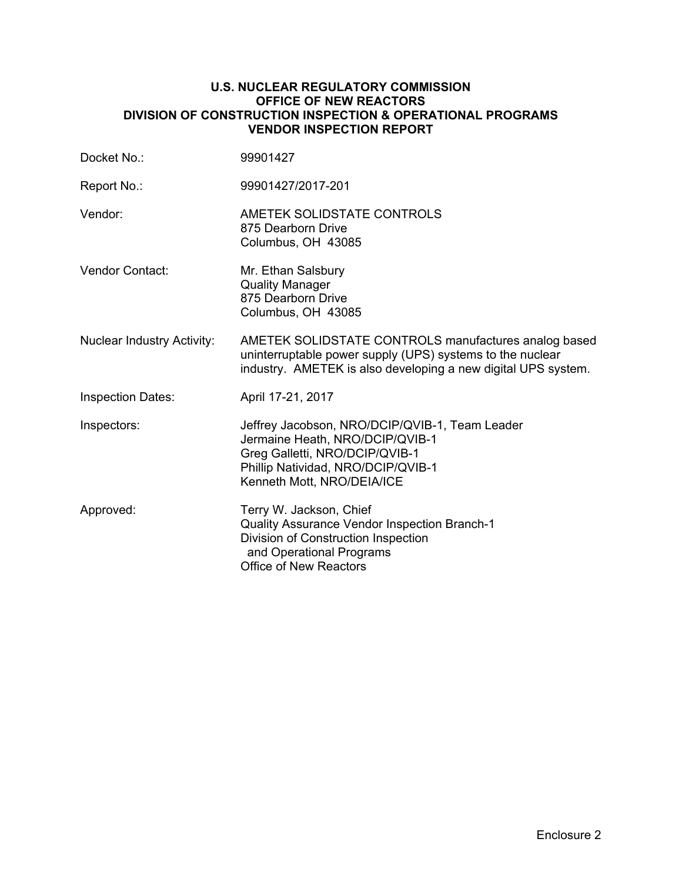**U.S. NUCLEAR REGULATORY COMMISSION**
**OFFICE OF NEW REACTORS**
**DIVISION OF CONSTRUCTION INSPECTION & OPERATIONAL PROGRAMS**
**VENDOR INSPECTION REPORT**

| | |
|---|---|
| Docket No.: | 99901427 |
| Report No.: | 99901427/2017-201 |
| Vendor: | AMETEK SOLIDSTATE CONTROLS<br>875 Dearborn Drive<br>Columbus, OH 43085 |
| Vendor Contact: | Mr. Ethan Salsbury<br>Quality Manager<br>875 Dearborn Drive<br>Columbus, OH 43085 |
| Nuclear Industry Activity: | AMETEK SOLIDSTATE CONTROLS manufactures analog based uninterruptable power supply (UPS) systems to the nuclear industry. AMETEK is also developing a new digital UPS system. |
| Inspection Dates: | April 17-21, 2017 |
| Inspectors: | Jeffrey Jacobson, NRO/DCIP/QVIB-1, Team Leader<br>Jermaine Heath, NRO/DCIP/QVIB-1<br>Greg Galletti, NRO/DCIP/QVIB-1<br>Phillip Natividad, NRO/DCIP/QVIB-1<br>Kenneth Mott, NRO/DEIA/ICE |
| Approved: | Terry W. Jackson, Chief<br>Quality Assurance Vendor Inspection Branch-1<br>Division of Construction Inspection and Operational Programs<br>Office of New Reactors |

Enclosure 2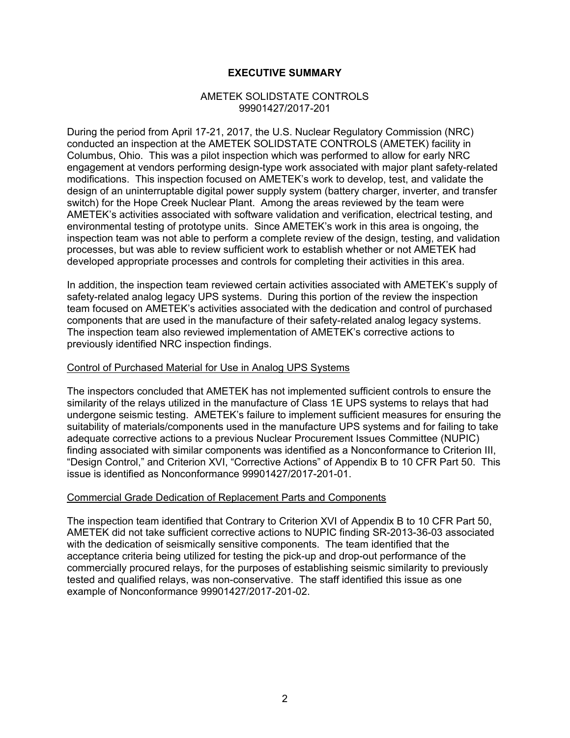# EXECUTIVE SUMMARY

AMETEK SOLIDSTATE CONTROLS
99901427/2017-201

During the period from April 17-21, 2017, the U.S. Nuclear Regulatory Commission (NRC) conducted an inspection at the AMETEK SOLIDSTATE CONTROLS (AMETEK) facility in Columbus, Ohio. This was a pilot inspection which was performed to allow for early NRC engagement at vendors performing design-type work associated with major plant safety-related modifications. This inspection focused on AMETEK's work to develop, test, and validate the design of an uninterruptable digital power supply system (battery charger, inverter, and transfer switch) for the Hope Creek Nuclear Plant. Among the areas reviewed by the team were AMETEK's activities associated with software validation and verification, electrical testing, and environmental testing of prototype units. Since AMETEK's work in this area is ongoing, the inspection team was not able to perform a complete review of the design, testing, and validation processes, but was able to review sufficient work to establish whether or not AMETEK had developed appropriate processes and controls for completing their activities in this area.

In addition, the inspection team reviewed certain activities associated with AMETEK's supply of safety-related analog legacy UPS systems. During this portion of the review the inspection team focused on AMETEK's activities associated with the dedication and control of purchased components that are used in the manufacture of their safety-related analog legacy systems. The inspection team also reviewed implementation of AMETEK's corrective actions to previously identified NRC inspection findings.

## Control of Purchased Material for Use in Analog UPS Systems

The inspectors concluded that AMETEK has not implemented sufficient controls to ensure the similarity of the relays utilized in the manufacture of Class 1E UPS systems to relays that had undergone seismic testing. AMETEK's failure to implement sufficient measures for ensuring the suitability of materials/components used in the manufacture UPS systems and for failing to take adequate corrective actions to a previous Nuclear Procurement Issues Committee (NUPIC) finding associated with similar components was identified as a Nonconformance to Criterion III, "Design Control," and Criterion XVI, "Corrective Actions" of Appendix B to 10 CFR Part 50. This issue is identified as Nonconformance 99901427/2017-201-01.

## Commercial Grade Dedication of Replacement Parts and Components

The inspection team identified that Contrary to Criterion XVI of Appendix B to 10 CFR Part 50, AMETEK did not take sufficient corrective actions to NUPIC finding SR-2013-36-03 associated with the dedication of seismically sensitive components. The team identified that the acceptance criteria being utilized for testing the pick-up and drop-out performance of the commercially procured relays, for the purposes of establishing seismic similarity to previously tested and qualified relays, was non-conservative. The staff identified this issue as one example of Nonconformance 99901427/2017-201-02.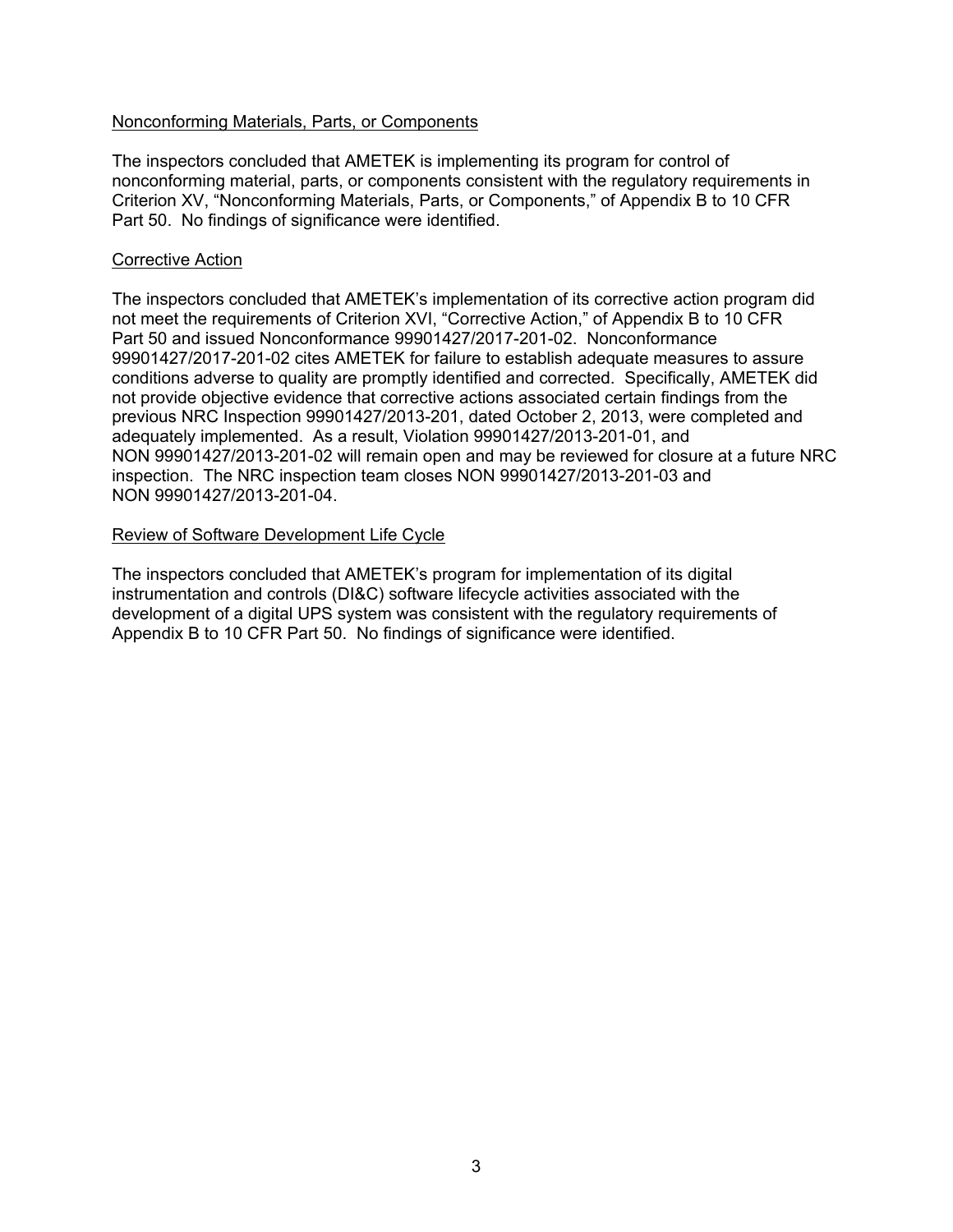Nonconforming Materials, Parts, or Components

The inspectors concluded that AMETEK is implementing its program for control of nonconforming material, parts, or components consistent with the regulatory requirements in Criterion XV, "Nonconforming Materials, Parts, or Components," of Appendix B to 10 CFR Part 50. No findings of significance were identified.

Corrective Action

The inspectors concluded that AMETEK's implementation of its corrective action program did not meet the requirements of Criterion XVI, "Corrective Action," of Appendix B to 10 CFR Part 50 and issued Nonconformance 99901427/2017-201-02. Nonconformance 99901427/2017-201-02 cites AMETEK for failure to establish adequate measures to assure conditions adverse to quality are promptly identified and corrected. Specifically, AMETEK did not provide objective evidence that corrective actions associated certain findings from the previous NRC Inspection 99901427/2013-201, dated October 2, 2013, were completed and adequately implemented. As a result, Violation 99901427/2013-201-01, and NON 99901427/2013-201-02 will remain open and may be reviewed for closure at a future NRC inspection. The NRC inspection team closes NON 99901427/2013-201-03 and NON 99901427/2013-201-04.

Review of Software Development Life Cycle

The inspectors concluded that AMETEK's program for implementation of its digital instrumentation and controls (DI&C) software lifecycle activities associated with the development of a digital UPS system was consistent with the regulatory requirements of Appendix B to 10 CFR Part 50. No findings of significance were identified.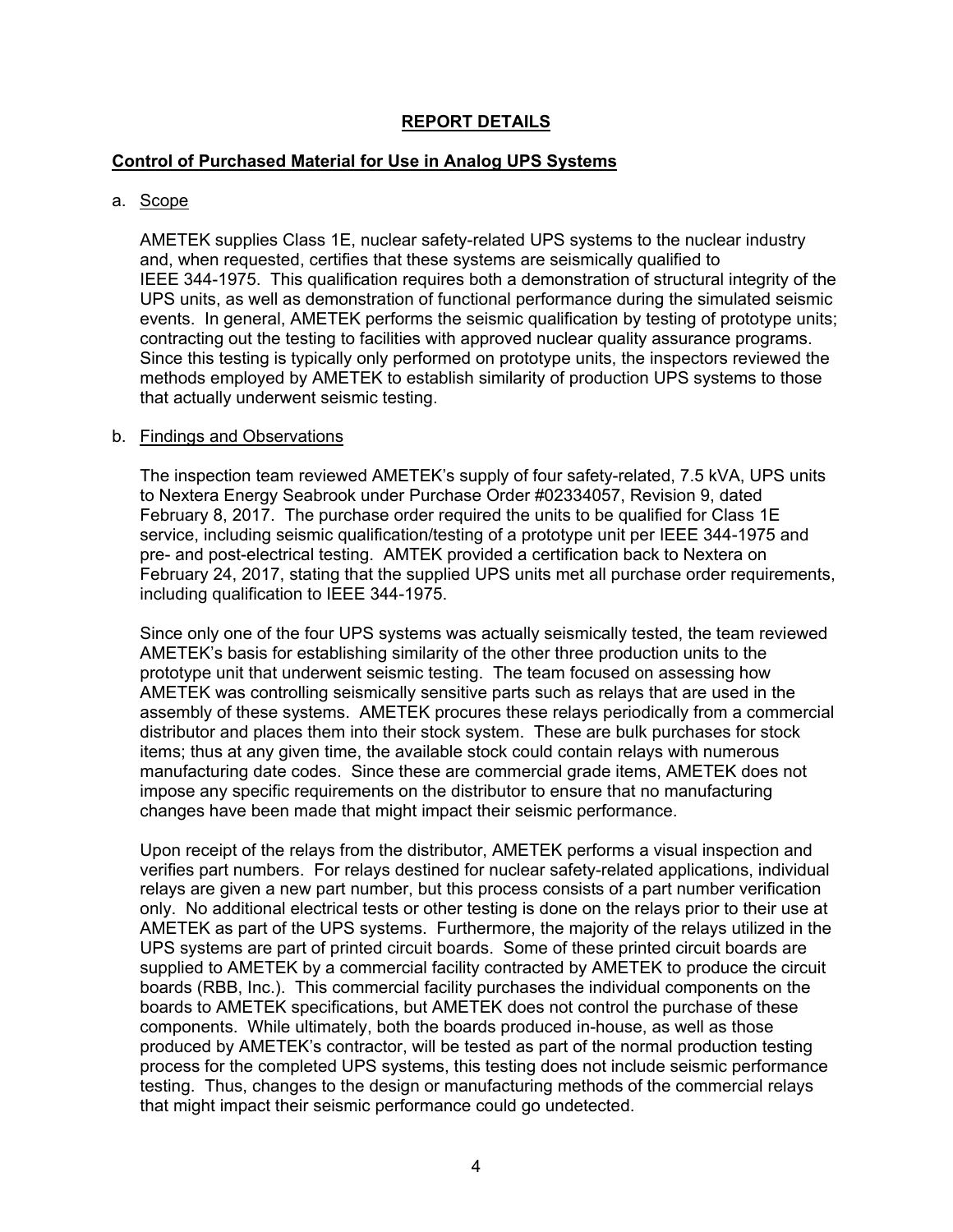## REPORT DETAILS

### Control of Purchased Material for Use in Analog UPS Systems

a. Scope

AMETEK supplies Class 1E, nuclear safety-related UPS systems to the nuclear industry and, when requested, certifies that these systems are seismically qualified to IEEE 344-1975. This qualification requires both a demonstration of structural integrity of the UPS units, as well as demonstration of functional performance during the simulated seismic events. In general, AMETEK performs the seismic qualification by testing of prototype units; contracting out the testing to facilities with approved nuclear quality assurance programs. Since this testing is typically only performed on prototype units, the inspectors reviewed the methods employed by AMETEK to establish similarity of production UPS systems to those that actually underwent seismic testing.

b. Findings and Observations

The inspection team reviewed AMETEK's supply of four safety-related, 7.5 kVA, UPS units to Nextera Energy Seabrook under Purchase Order #02334057, Revision 9, dated February 8, 2017. The purchase order required the units to be qualified for Class 1E service, including seismic qualification/testing of a prototype unit per IEEE 344-1975 and pre- and post-electrical testing. AMTEK provided a certification back to Nextera on February 24, 2017, stating that the supplied UPS units met all purchase order requirements, including qualification to IEEE 344-1975.

Since only one of the four UPS systems was actually seismically tested, the team reviewed AMETEK's basis for establishing similarity of the other three production units to the prototype unit that underwent seismic testing. The team focused on assessing how AMETEK was controlling seismically sensitive parts such as relays that are used in the assembly of these systems. AMETEK procures these relays periodically from a commercial distributor and places them into their stock system. These are bulk purchases for stock items; thus at any given time, the available stock could contain relays with numerous manufacturing date codes. Since these are commercial grade items, AMETEK does not impose any specific requirements on the distributor to ensure that no manufacturing changes have been made that might impact their seismic performance.

Upon receipt of the relays from the distributor, AMETEK performs a visual inspection and verifies part numbers. For relays destined for nuclear safety-related applications, individual relays are given a new part number, but this process consists of a part number verification only. No additional electrical tests or other testing is done on the relays prior to their use at AMETEK as part of the UPS systems. Furthermore, the majority of the relays utilized in the UPS systems are part of printed circuit boards. Some of these printed circuit boards are supplied to AMETEK by a commercial facility contracted by AMETEK to produce the circuit boards (RBB, Inc.). This commercial facility purchases the individual components on the boards to AMETEK specifications, but AMETEK does not control the purchase of these components. While ultimately, both the boards produced in-house, as well as those produced by AMETEK's contractor, will be tested as part of the normal production testing process for the completed UPS systems, this testing does not include seismic performance testing. Thus, changes to the design or manufacturing methods of the commercial relays that might impact their seismic performance could go undetected.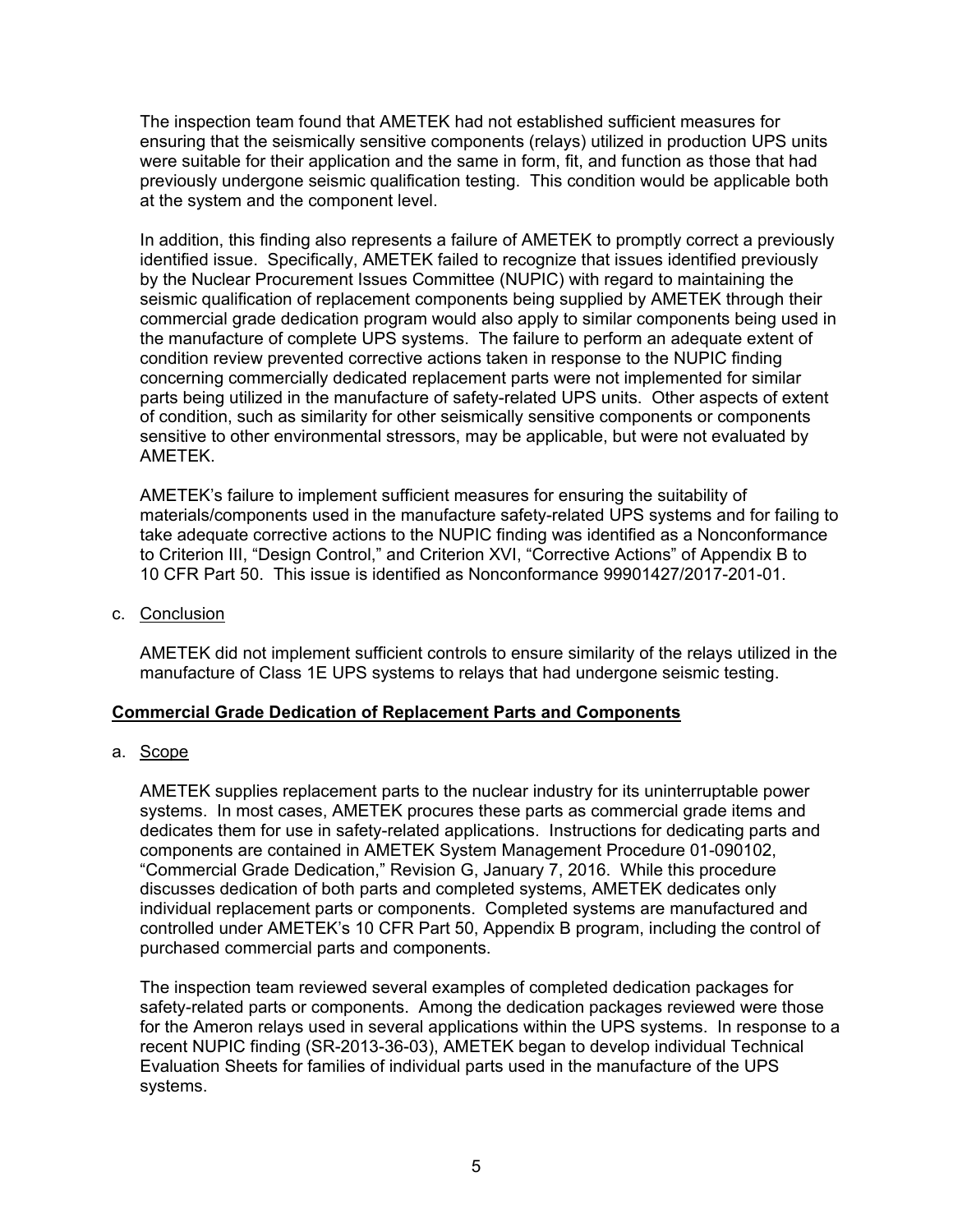The inspection team found that AMETEK had not established sufficient measures for ensuring that the seismically sensitive components (relays) utilized in production UPS units were suitable for their application and the same in form, fit, and function as those that had previously undergone seismic qualification testing. This condition would be applicable both at the system and the component level.

In addition, this finding also represents a failure of AMETEK to promptly correct a previously identified issue. Specifically, AMETEK failed to recognize that issues identified previously by the Nuclear Procurement Issues Committee (NUPIC) with regard to maintaining the seismic qualification of replacement components being supplied by AMETEK through their commercial grade dedication program would also apply to similar components being used in the manufacture of complete UPS systems. The failure to perform an adequate extent of condition review prevented corrective actions taken in response to the NUPIC finding concerning commercially dedicated replacement parts were not implemented for similar parts being utilized in the manufacture of safety-related UPS units. Other aspects of extent of condition, such as similarity for other seismically sensitive components or components sensitive to other environmental stressors, may be applicable, but were not evaluated by AMETEK.

AMETEK's failure to implement sufficient measures for ensuring the suitability of materials/components used in the manufacture safety-related UPS systems and for failing to take adequate corrective actions to the NUPIC finding was identified as a Nonconformance to Criterion III, "Design Control," and Criterion XVI, "Corrective Actions" of Appendix B to 10 CFR Part 50. This issue is identified as Nonconformance 99901427/2017-201-01.

c. Conclusion

AMETEK did not implement sufficient controls to ensure similarity of the relays utilized in the manufacture of Class 1E UPS systems to relays that had undergone seismic testing.

## Commercial Grade Dedication of Replacement Parts and Components

a. Scope

AMETEK supplies replacement parts to the nuclear industry for its uninterruptable power systems. In most cases, AMETEK procures these parts as commercial grade items and dedicates them for use in safety-related applications. Instructions for dedicating parts and components are contained in AMETEK System Management Procedure 01-090102, "Commercial Grade Dedication," Revision G, January 7, 2016. While this procedure discusses dedication of both parts and completed systems, AMETEK dedicates only individual replacement parts or components. Completed systems are manufactured and controlled under AMETEK's 10 CFR Part 50, Appendix B program, including the control of purchased commercial parts and components.

The inspection team reviewed several examples of completed dedication packages for safety-related parts or components. Among the dedication packages reviewed were those for the Ameron relays used in several applications within the UPS systems. In response to a recent NUPIC finding (SR-2013-36-03), AMETEK began to develop individual Technical Evaluation Sheets for families of individual parts used in the manufacture of the UPS systems.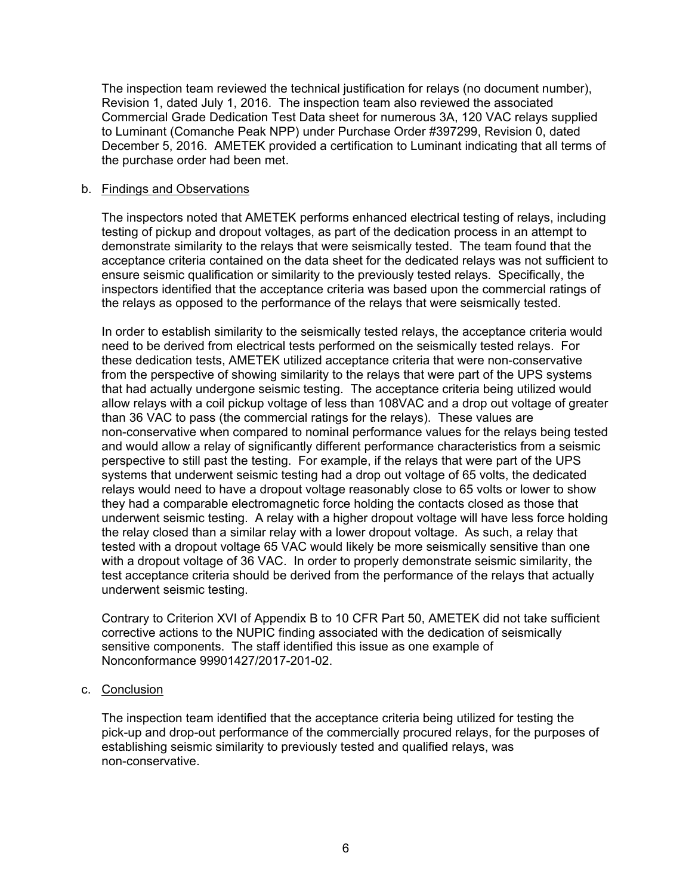The inspection team reviewed the technical justification for relays (no document number), Revision 1, dated July 1, 2016. The inspection team also reviewed the associated Commercial Grade Dedication Test Data sheet for numerous 3A, 120 VAC relays supplied to Luminant (Comanche Peak NPP) under Purchase Order #397299, Revision 0, dated December 5, 2016. AMETEK provided a certification to Luminant indicating that all terms of the purchase order had been met.

b. Findings and Observations

The inspectors noted that AMETEK performs enhanced electrical testing of relays, including testing of pickup and dropout voltages, as part of the dedication process in an attempt to demonstrate similarity to the relays that were seismically tested. The team found that the acceptance criteria contained on the data sheet for the dedicated relays was not sufficient to ensure seismic qualification or similarity to the previously tested relays. Specifically, the inspectors identified that the acceptance criteria was based upon the commercial ratings of the relays as opposed to the performance of the relays that were seismically tested.

In order to establish similarity to the seismically tested relays, the acceptance criteria would need to be derived from electrical tests performed on the seismically tested relays. For these dedication tests, AMETEK utilized acceptance criteria that were non-conservative from the perspective of showing similarity to the relays that were part of the UPS systems that had actually undergone seismic testing. The acceptance criteria being utilized would allow relays with a coil pickup voltage of less than 108VAC and a drop out voltage of greater than 36 VAC to pass (the commercial ratings for the relays). These values are non-conservative when compared to nominal performance values for the relays being tested and would allow a relay of significantly different performance characteristics from a seismic perspective to still past the testing. For example, if the relays that were part of the UPS systems that underwent seismic testing had a drop out voltage of 65 volts, the dedicated relays would need to have a dropout voltage reasonably close to 65 volts or lower to show they had a comparable electromagnetic force holding the contacts closed as those that underwent seismic testing. A relay with a higher dropout voltage will have less force holding the relay closed than a similar relay with a lower dropout voltage. As such, a relay that tested with a dropout voltage 65 VAC would likely be more seismically sensitive than one with a dropout voltage of 36 VAC. In order to properly demonstrate seismic similarity, the test acceptance criteria should be derived from the performance of the relays that actually underwent seismic testing.

Contrary to Criterion XVI of Appendix B to 10 CFR Part 50, AMETEK did not take sufficient corrective actions to the NUPIC finding associated with the dedication of seismically sensitive components. The staff identified this issue as one example of Nonconformance 99901427/2017-201-02.

c. Conclusion

The inspection team identified that the acceptance criteria being utilized for testing the pick-up and drop-out performance of the commercially procured relays, for the purposes of establishing seismic similarity to previously tested and qualified relays, was non-conservative.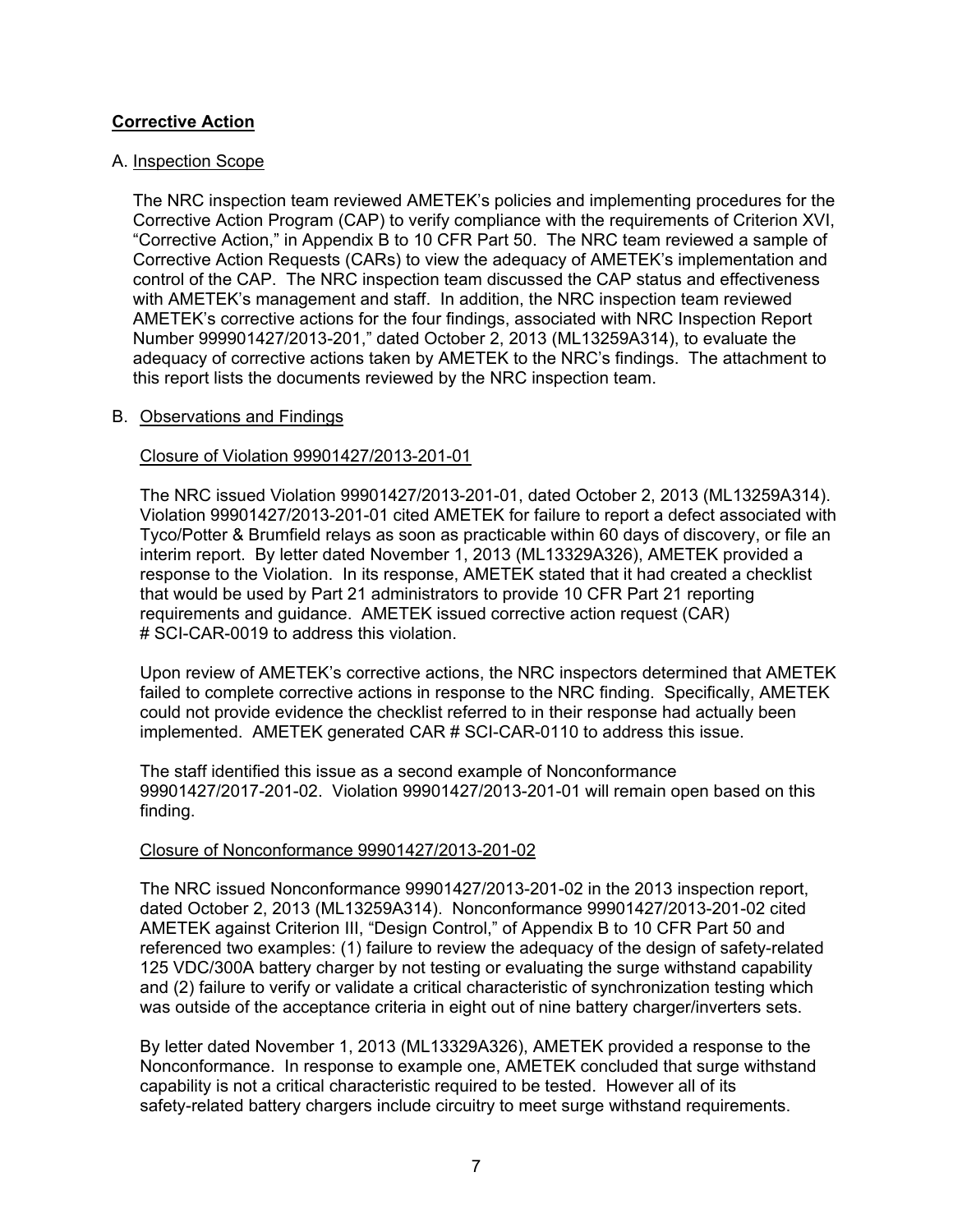## Corrective Action

### A. Inspection Scope

The NRC inspection team reviewed AMETEK's policies and implementing procedures for the Corrective Action Program (CAP) to verify compliance with the requirements of Criterion XVI, "Corrective Action," in Appendix B to 10 CFR Part 50. The NRC team reviewed a sample of Corrective Action Requests (CARs) to view the adequacy of AMETEK's implementation and control of the CAP. The NRC inspection team discussed the CAP status and effectiveness with AMETEK's management and staff. In addition, the NRC inspection team reviewed AMETEK's corrective actions for the four findings, associated with NRC Inspection Report Number 999901427/2013-201," dated October 2, 2013 (ML13259A314), to evaluate the adequacy of corrective actions taken by AMETEK to the NRC's findings. The attachment to this report lists the documents reviewed by the NRC inspection team.

### B. Observations and Findings

Closure of Violation 99901427/2013-201-01

The NRC issued Violation 99901427/2013-201-01, dated October 2, 2013 (ML13259A314). Violation 99901427/2013-201-01 cited AMETEK for failure to report a defect associated with Tyco/Potter & Brumfield relays as soon as practicable within 60 days of discovery, or file an interim report. By letter dated November 1, 2013 (ML13329A326), AMETEK provided a response to the Violation. In its response, AMETEK stated that it had created a checklist that would be used by Part 21 administrators to provide 10 CFR Part 21 reporting requirements and guidance. AMETEK issued corrective action request (CAR) # SCI-CAR-0019 to address this violation.

Upon review of AMETEK's corrective actions, the NRC inspectors determined that AMETEK failed to complete corrective actions in response to the NRC finding. Specifically, AMETEK could not provide evidence the checklist referred to in their response had actually been implemented. AMETEK generated CAR # SCI-CAR-0110 to address this issue.

The staff identified this issue as a second example of Nonconformance 99901427/2017-201-02. Violation 99901427/2013-201-01 will remain open based on this finding.

Closure of Nonconformance 99901427/2013-201-02

The NRC issued Nonconformance 99901427/2013-201-02 in the 2013 inspection report, dated October 2, 2013 (ML13259A314). Nonconformance 99901427/2013-201-02 cited AMETEK against Criterion III, "Design Control," of Appendix B to 10 CFR Part 50 and referenced two examples: (1) failure to review the adequacy of the design of safety-related 125 VDC/300A battery charger by not testing or evaluating the surge withstand capability and (2) failure to verify or validate a critical characteristic of synchronization testing which was outside of the acceptance criteria in eight out of nine battery charger/inverters sets.

By letter dated November 1, 2013 (ML13329A326), AMETEK provided a response to the Nonconformance. In response to example one, AMETEK concluded that surge withstand capability is not a critical characteristic required to be tested. However all of its safety-related battery chargers include circuitry to meet surge withstand requirements.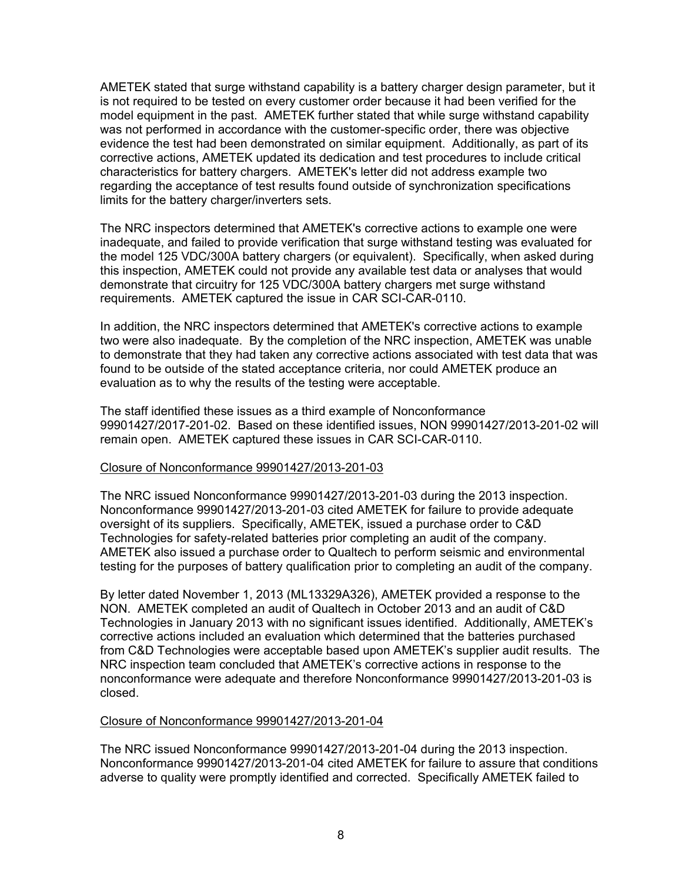AMETEK stated that surge withstand capability is a battery charger design parameter, but it is not required to be tested on every customer order because it had been verified for the model equipment in the past. AMETEK further stated that while surge withstand capability was not performed in accordance with the customer-specific order, there was objective evidence the test had been demonstrated on similar equipment. Additionally, as part of its corrective actions, AMETEK updated its dedication and test procedures to include critical characteristics for battery chargers. AMETEK's letter did not address example two regarding the acceptance of test results found outside of synchronization specifications limits for the battery charger/inverters sets.

The NRC inspectors determined that AMETEK's corrective actions to example one were inadequate, and failed to provide verification that surge withstand testing was evaluated for the model 125 VDC/300A battery chargers (or equivalent). Specifically, when asked during this inspection, AMETEK could not provide any available test data or analyses that would demonstrate that circuitry for 125 VDC/300A battery chargers met surge withstand requirements. AMETEK captured the issue in CAR SCI-CAR-0110.

In addition, the NRC inspectors determined that AMETEK's corrective actions to example two were also inadequate. By the completion of the NRC inspection, AMETEK was unable to demonstrate that they had taken any corrective actions associated with test data that was found to be outside of the stated acceptance criteria, nor could AMETEK produce an evaluation as to why the results of the testing were acceptable.

The staff identified these issues as a third example of Nonconformance 99901427/2017-201-02. Based on these identified issues, NON 99901427/2013-201-02 will remain open. AMETEK captured these issues in CAR SCI-CAR-0110.

Closure of Nonconformance 99901427/2013-201-03

The NRC issued Nonconformance 99901427/2013-201-03 during the 2013 inspection. Nonconformance 99901427/2013-201-03 cited AMETEK for failure to provide adequate oversight of its suppliers. Specifically, AMETEK, issued a purchase order to C&D Technologies for safety-related batteries prior completing an audit of the company. AMETEK also issued a purchase order to Qualtech to perform seismic and environmental testing for the purposes of battery qualification prior to completing an audit of the company.

By letter dated November 1, 2013 (ML13329A326), AMETEK provided a response to the NON. AMETEK completed an audit of Qualtech in October 2013 and an audit of C&D Technologies in January 2013 with no significant issues identified. Additionally, AMETEK's corrective actions included an evaluation which determined that the batteries purchased from C&D Technologies were acceptable based upon AMETEK's supplier audit results. The NRC inspection team concluded that AMETEK's corrective actions in response to the nonconformance were adequate and therefore Nonconformance 99901427/2013-201-03 is closed.

Closure of Nonconformance 99901427/2013-201-04

The NRC issued Nonconformance 99901427/2013-201-04 during the 2013 inspection. Nonconformance 99901427/2013-201-04 cited AMETEK for failure to assure that conditions adverse to quality were promptly identified and corrected. Specifically AMETEK failed to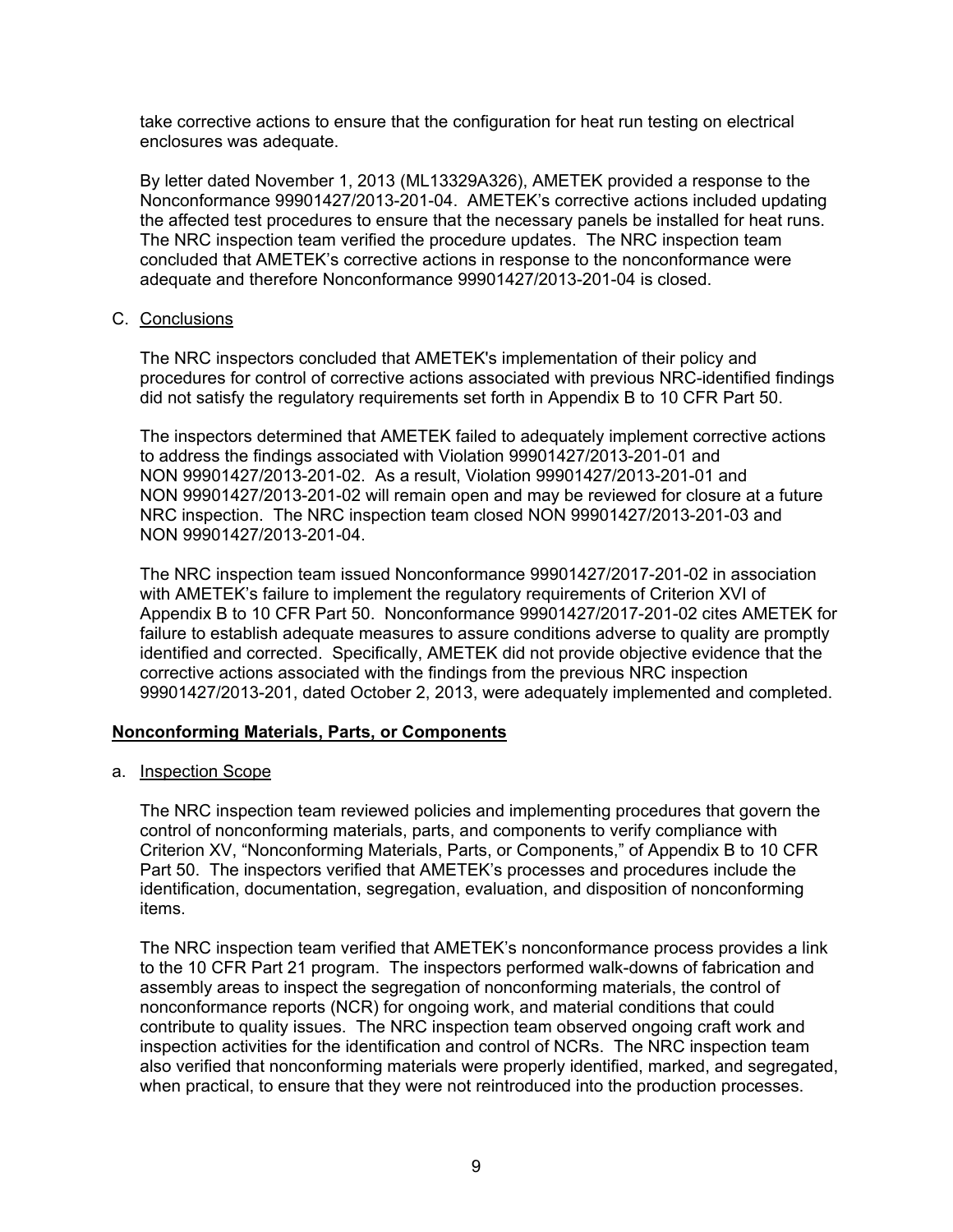take corrective actions to ensure that the configuration for heat run testing on electrical enclosures was adequate.

By letter dated November 1, 2013 (ML13329A326), AMETEK provided a response to the Nonconformance 99901427/2013-201-04. AMETEK's corrective actions included updating the affected test procedures to ensure that the necessary panels be installed for heat runs. The NRC inspection team verified the procedure updates. The NRC inspection team concluded that AMETEK's corrective actions in response to the nonconformance were adequate and therefore Nonconformance 99901427/2013-201-04 is closed.

C. Conclusions

The NRC inspectors concluded that AMETEK's implementation of their policy and procedures for control of corrective actions associated with previous NRC-identified findings did not satisfy the regulatory requirements set forth in Appendix B to 10 CFR Part 50.

The inspectors determined that AMETEK failed to adequately implement corrective actions to address the findings associated with Violation 99901427/2013-201-01 and NON 99901427/2013-201-02. As a result, Violation 99901427/2013-201-01 and NON 99901427/2013-201-02 will remain open and may be reviewed for closure at a future NRC inspection. The NRC inspection team closed NON 99901427/2013-201-03 and NON 99901427/2013-201-04.

The NRC inspection team issued Nonconformance 99901427/2017-201-02 in association with AMETEK's failure to implement the regulatory requirements of Criterion XVI of Appendix B to 10 CFR Part 50. Nonconformance 99901427/2017-201-02 cites AMETEK for failure to establish adequate measures to assure conditions adverse to quality are promptly identified and corrected. Specifically, AMETEK did not provide objective evidence that the corrective actions associated with the findings from the previous NRC inspection 99901427/2013-201, dated October 2, 2013, were adequately implemented and completed.

## Nonconforming Materials, Parts, or Components

a. Inspection Scope

The NRC inspection team reviewed policies and implementing procedures that govern the control of nonconforming materials, parts, and components to verify compliance with Criterion XV, "Nonconforming Materials, Parts, or Components," of Appendix B to 10 CFR Part 50. The inspectors verified that AMETEK's processes and procedures include the identification, documentation, segregation, evaluation, and disposition of nonconforming items.

The NRC inspection team verified that AMETEK's nonconformance process provides a link to the 10 CFR Part 21 program. The inspectors performed walk-downs of fabrication and assembly areas to inspect the segregation of nonconforming materials, the control of nonconformance reports (NCR) for ongoing work, and material conditions that could contribute to quality issues. The NRC inspection team observed ongoing craft work and inspection activities for the identification and control of NCRs. The NRC inspection team also verified that nonconforming materials were properly identified, marked, and segregated, when practical, to ensure that they were not reintroduced into the production processes.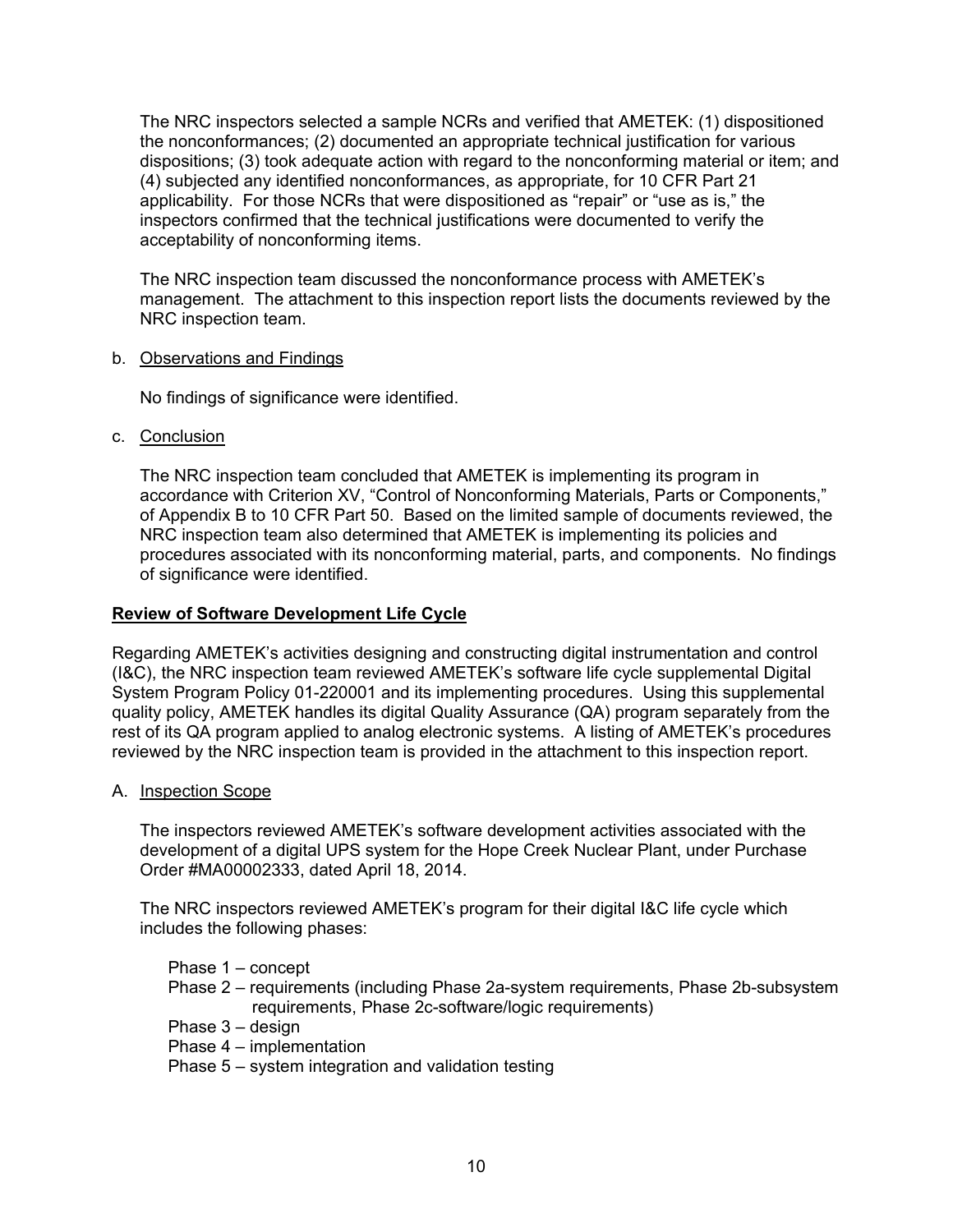The NRC inspectors selected a sample NCRs and verified that AMETEK: (1) dispositioned the nonconformances; (2) documented an appropriate technical justification for various dispositions; (3) took adequate action with regard to the nonconforming material or item; and (4) subjected any identified nonconformances, as appropriate, for 10 CFR Part 21 applicability. For those NCRs that were dispositioned as "repair" or "use as is," the inspectors confirmed that the technical justifications were documented to verify the acceptability of nonconforming items.

The NRC inspection team discussed the nonconformance process with AMETEK's management. The attachment to this inspection report lists the documents reviewed by the NRC inspection team.

b. Observations and Findings

No findings of significance were identified.

c. Conclusion

The NRC inspection team concluded that AMETEK is implementing its program in accordance with Criterion XV, "Control of Nonconforming Materials, Parts or Components," of Appendix B to 10 CFR Part 50. Based on the limited sample of documents reviewed, the NRC inspection team also determined that AMETEK is implementing its policies and procedures associated with its nonconforming material, parts, and components. No findings of significance were identified.

**Review of Software Development Life Cycle**

Regarding AMETEK's activities designing and constructing digital instrumentation and control (I&C), the NRC inspection team reviewed AMETEK's software life cycle supplemental Digital System Program Policy 01-220001 and its implementing procedures. Using this supplemental quality policy, AMETEK handles its digital Quality Assurance (QA) program separately from the rest of its QA program applied to analog electronic systems. A listing of AMETEK's procedures reviewed by the NRC inspection team is provided in the attachment to this inspection report.

A. Inspection Scope

The inspectors reviewed AMETEK's software development activities associated with the development of a digital UPS system for the Hope Creek Nuclear Plant, under Purchase Order #MA00002333, dated April 18, 2014.

The NRC inspectors reviewed AMETEK's program for their digital I&C life cycle which includes the following phases:

- Phase 1 – concept
- Phase 2 – requirements (including Phase 2a-system requirements, Phase 2b-subsystem requirements, Phase 2c-software/logic requirements)
- Phase 3 – design
- Phase 4 – implementation
- Phase 5 – system integration and validation testing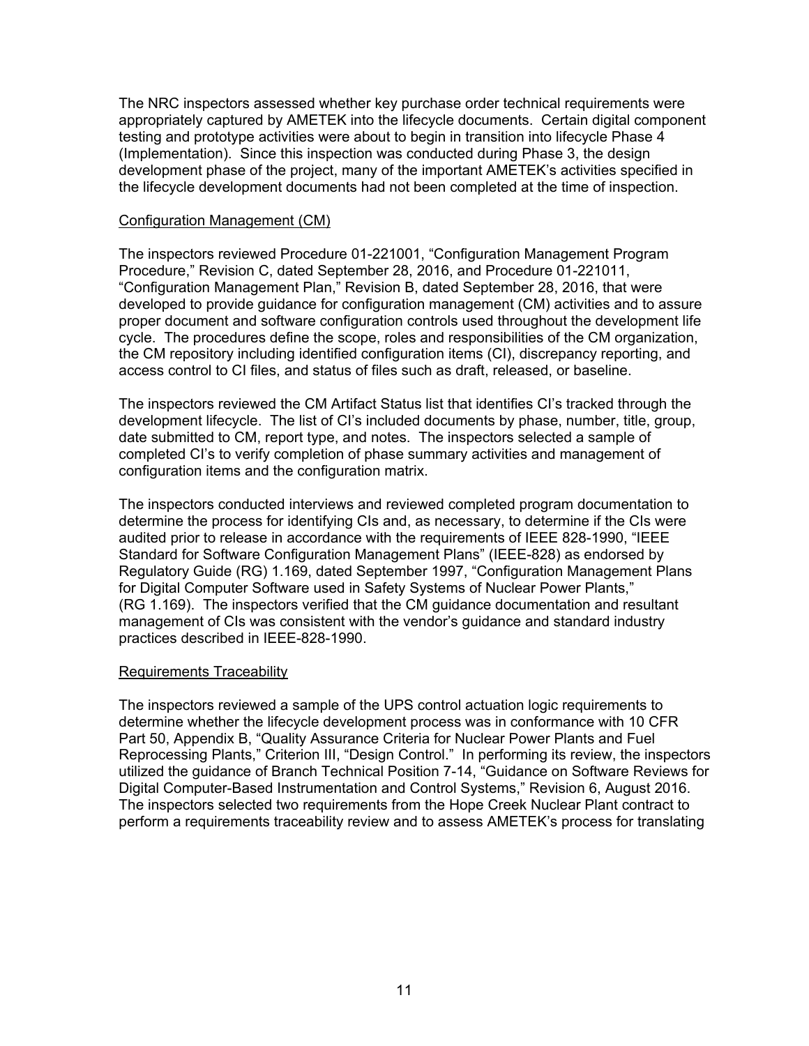The NRC inspectors assessed whether key purchase order technical requirements were appropriately captured by AMETEK into the lifecycle documents. Certain digital component testing and prototype activities were about to begin in transition into lifecycle Phase 4 (Implementation). Since this inspection was conducted during Phase 3, the design development phase of the project, many of the important AMETEK's activities specified in the lifecycle development documents had not been completed at the time of inspection.

Configuration Management (CM)

The inspectors reviewed Procedure 01-221001, "Configuration Management Program Procedure," Revision C, dated September 28, 2016, and Procedure 01-221011, "Configuration Management Plan," Revision B, dated September 28, 2016, that were developed to provide guidance for configuration management (CM) activities and to assure proper document and software configuration controls used throughout the development life cycle. The procedures define the scope, roles and responsibilities of the CM organization, the CM repository including identified configuration items (CI), discrepancy reporting, and access control to CI files, and status of files such as draft, released, or baseline.

The inspectors reviewed the CM Artifact Status list that identifies CI's tracked through the development lifecycle. The list of CI's included documents by phase, number, title, group, date submitted to CM, report type, and notes. The inspectors selected a sample of completed CI's to verify completion of phase summary activities and management of configuration items and the configuration matrix.

The inspectors conducted interviews and reviewed completed program documentation to determine the process for identifying CIs and, as necessary, to determine if the CIs were audited prior to release in accordance with the requirements of IEEE 828-1990, "IEEE Standard for Software Configuration Management Plans" (IEEE-828) as endorsed by Regulatory Guide (RG) 1.169, dated September 1997, "Configuration Management Plans for Digital Computer Software used in Safety Systems of Nuclear Power Plants," (RG 1.169). The inspectors verified that the CM guidance documentation and resultant management of CIs was consistent with the vendor's guidance and standard industry practices described in IEEE-828-1990.

Requirements Traceability

The inspectors reviewed a sample of the UPS control actuation logic requirements to determine whether the lifecycle development process was in conformance with 10 CFR Part 50, Appendix B, "Quality Assurance Criteria for Nuclear Power Plants and Fuel Reprocessing Plants," Criterion III, "Design Control." In performing its review, the inspectors utilized the guidance of Branch Technical Position 7-14, "Guidance on Software Reviews for Digital Computer-Based Instrumentation and Control Systems," Revision 6, August 2016. The inspectors selected two requirements from the Hope Creek Nuclear Plant contract to perform a requirements traceability review and to assess AMETEK's process for translating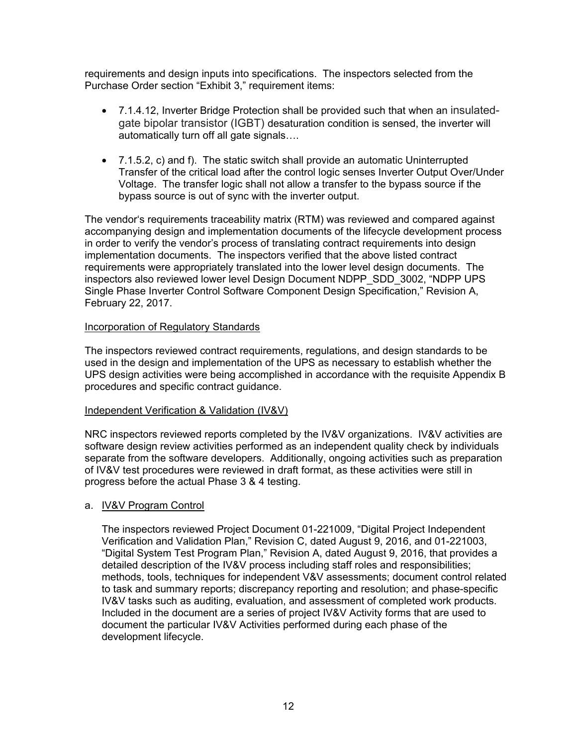requirements and design inputs into specifications. The inspectors selected from the Purchase Order section "Exhibit 3," requirement items:

- 7.1.4.12, Inverter Bridge Protection shall be provided such that when an insulated-gate bipolar transistor (IGBT) desaturation condition is sensed, the inverter will automatically turn off all gate signals….

- 7.1.5.2, c) and f). The static switch shall provide an automatic Uninterrupted Transfer of the critical load after the control logic senses Inverter Output Over/Under Voltage. The transfer logic shall not allow a transfer to the bypass source if the bypass source is out of sync with the inverter output.

The vendor's requirements traceability matrix (RTM) was reviewed and compared against accompanying design and implementation documents of the lifecycle development process in order to verify the vendor's process of translating contract requirements into design implementation documents. The inspectors verified that the above listed contract requirements were appropriately translated into the lower level design documents. The inspectors also reviewed lower level Design Document NDPP_SDD_3002, "NDPP UPS Single Phase Inverter Control Software Component Design Specification," Revision A, February 22, 2017.

Incorporation of Regulatory Standards

The inspectors reviewed contract requirements, regulations, and design standards to be used in the design and implementation of the UPS as necessary to establish whether the UPS design activities were being accomplished in accordance with the requisite Appendix B procedures and specific contract guidance.

Independent Verification & Validation (IV&V)

NRC inspectors reviewed reports completed by the IV&V organizations. IV&V activities are software design review activities performed as an independent quality check by individuals separate from the software developers. Additionally, ongoing activities such as preparation of IV&V test procedures were reviewed in draft format, as these activities were still in progress before the actual Phase 3 & 4 testing.

a. IV&V Program Control

The inspectors reviewed Project Document 01-221009, "Digital Project Independent Verification and Validation Plan," Revision C, dated August 9, 2016, and 01-221003, "Digital System Test Program Plan," Revision A, dated August 9, 2016, that provides a detailed description of the IV&V process including staff roles and responsibilities; methods, tools, techniques for independent V&V assessments; document control related to task and summary reports; discrepancy reporting and resolution; and phase-specific IV&V tasks such as auditing, evaluation, and assessment of completed work products. Included in the document are a series of project IV&V Activity forms that are used to document the particular IV&V Activities performed during each phase of the development lifecycle.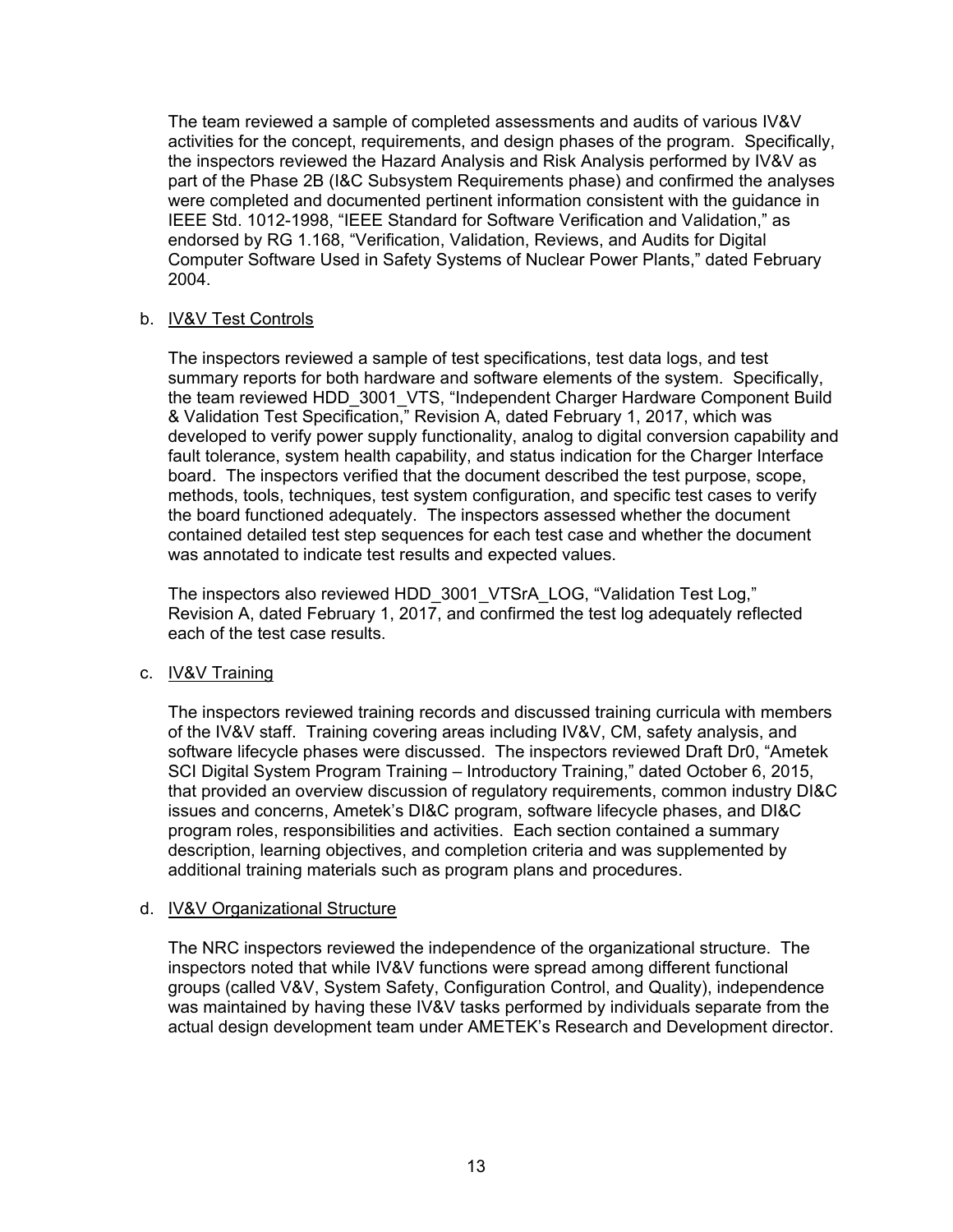The team reviewed a sample of completed assessments and audits of various IV&V activities for the concept, requirements, and design phases of the program. Specifically, the inspectors reviewed the Hazard Analysis and Risk Analysis performed by IV&V as part of the Phase 2B (I&C Subsystem Requirements phase) and confirmed the analyses were completed and documented pertinent information consistent with the guidance in IEEE Std. 1012-1998, "IEEE Standard for Software Verification and Validation," as endorsed by RG 1.168, "Verification, Validation, Reviews, and Audits for Digital Computer Software Used in Safety Systems of Nuclear Power Plants," dated February 2004.

b. IV&V Test Controls

The inspectors reviewed a sample of test specifications, test data logs, and test summary reports for both hardware and software elements of the system. Specifically, the team reviewed HDD_3001_VTS, "Independent Charger Hardware Component Build & Validation Test Specification," Revision A, dated February 1, 2017, which was developed to verify power supply functionality, analog to digital conversion capability and fault tolerance, system health capability, and status indication for the Charger Interface board. The inspectors verified that the document described the test purpose, scope, methods, tools, techniques, test system configuration, and specific test cases to verify the board functioned adequately. The inspectors assessed whether the document contained detailed test step sequences for each test case and whether the document was annotated to indicate test results and expected values.

The inspectors also reviewed HDD_3001_VTSrA_LOG, "Validation Test Log," Revision A, dated February 1, 2017, and confirmed the test log adequately reflected each of the test case results.

c. IV&V Training

The inspectors reviewed training records and discussed training curricula with members of the IV&V staff. Training covering areas including IV&V, CM, safety analysis, and software lifecycle phases were discussed. The inspectors reviewed Draft Dr0, "Ametek SCI Digital System Program Training – Introductory Training," dated October 6, 2015, that provided an overview discussion of regulatory requirements, common industry DI&C issues and concerns, Ametek's DI&C program, software lifecycle phases, and DI&C program roles, responsibilities and activities. Each section contained a summary description, learning objectives, and completion criteria and was supplemented by additional training materials such as program plans and procedures.

d. IV&V Organizational Structure

The NRC inspectors reviewed the independence of the organizational structure. The inspectors noted that while IV&V functions were spread among different functional groups (called V&V, System Safety, Configuration Control, and Quality), independence was maintained by having these IV&V tasks performed by individuals separate from the actual design development team under AMETEK's Research and Development director.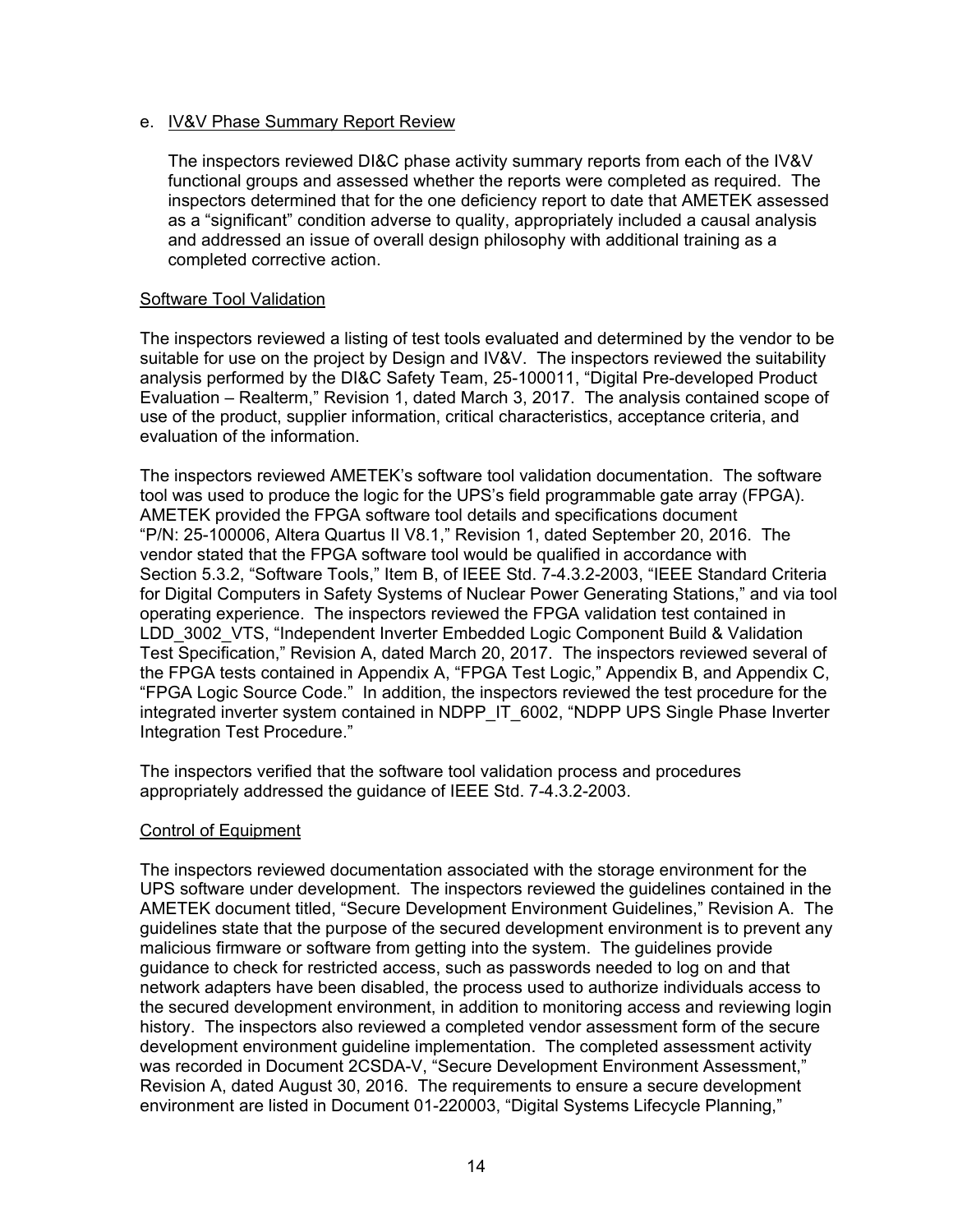e. IV&V Phase Summary Report Review

The inspectors reviewed DI&C phase activity summary reports from each of the IV&V functional groups and assessed whether the reports were completed as required. The inspectors determined that for the one deficiency report to date that AMETEK assessed as a "significant" condition adverse to quality, appropriately included a causal analysis and addressed an issue of overall design philosophy with additional training as a completed corrective action.

Software Tool Validation

The inspectors reviewed a listing of test tools evaluated and determined by the vendor to be suitable for use on the project by Design and IV&V. The inspectors reviewed the suitability analysis performed by the DI&C Safety Team, 25-100011, "Digital Pre-developed Product Evaluation – Realterm," Revision 1, dated March 3, 2017. The analysis contained scope of use of the product, supplier information, critical characteristics, acceptance criteria, and evaluation of the information.

The inspectors reviewed AMETEK's software tool validation documentation. The software tool was used to produce the logic for the UPS's field programmable gate array (FPGA). AMETEK provided the FPGA software tool details and specifications document "P/N: 25-100006, Altera Quartus II V8.1," Revision 1, dated September 20, 2016. The vendor stated that the FPGA software tool would be qualified in accordance with Section 5.3.2, "Software Tools," Item B, of IEEE Std. 7-4.3.2-2003, "IEEE Standard Criteria for Digital Computers in Safety Systems of Nuclear Power Generating Stations," and via tool operating experience. The inspectors reviewed the FPGA validation test contained in LDD_3002_VTS, "Independent Inverter Embedded Logic Component Build & Validation Test Specification," Revision A, dated March 20, 2017. The inspectors reviewed several of the FPGA tests contained in Appendix A, "FPGA Test Logic," Appendix B, and Appendix C, "FPGA Logic Source Code." In addition, the inspectors reviewed the test procedure for the integrated inverter system contained in NDPP_IT_6002, "NDPP UPS Single Phase Inverter Integration Test Procedure."

The inspectors verified that the software tool validation process and procedures appropriately addressed the guidance of IEEE Std. 7-4.3.2-2003.

Control of Equipment

The inspectors reviewed documentation associated with the storage environment for the UPS software under development. The inspectors reviewed the guidelines contained in the AMETEK document titled, "Secure Development Environment Guidelines," Revision A. The guidelines state that the purpose of the secured development environment is to prevent any malicious firmware or software from getting into the system. The guidelines provide guidance to check for restricted access, such as passwords needed to log on and that network adapters have been disabled, the process used to authorize individuals access to the secured development environment, in addition to monitoring access and reviewing login history. The inspectors also reviewed a completed vendor assessment form of the secure development environment guideline implementation. The completed assessment activity was recorded in Document 2CSDA-V, "Secure Development Environment Assessment," Revision A, dated August 30, 2016. The requirements to ensure a secure development environment are listed in Document 01-220003, "Digital Systems Lifecycle Planning,"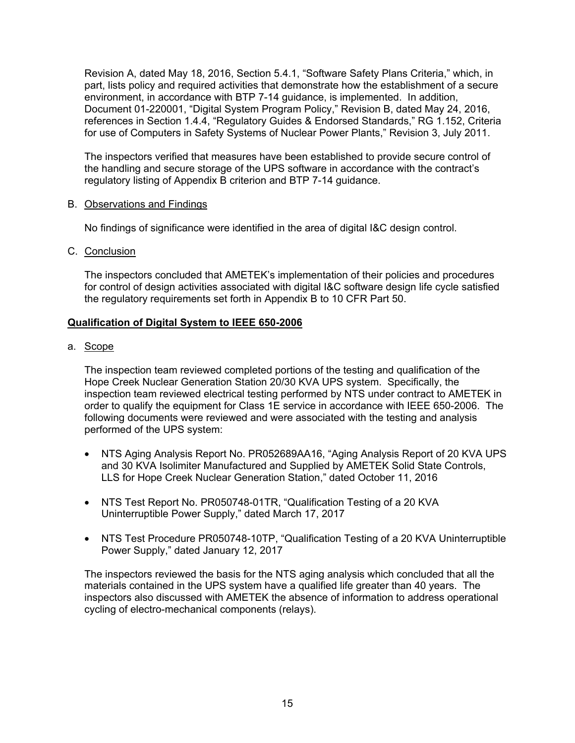Revision A, dated May 18, 2016, Section 5.4.1, "Software Safety Plans Criteria," which, in part, lists policy and required activities that demonstrate how the establishment of a secure environment, in accordance with BTP 7-14 guidance, is implemented. In addition, Document 01-220001, "Digital System Program Policy," Revision B, dated May 24, 2016, references in Section 1.4.4, "Regulatory Guides & Endorsed Standards," RG 1.152, Criteria for use of Computers in Safety Systems of Nuclear Power Plants," Revision 3, July 2011.

The inspectors verified that measures have been established to provide secure control of the handling and secure storage of the UPS software in accordance with the contract's regulatory listing of Appendix B criterion and BTP 7-14 guidance.

B. Observations and Findings

No findings of significance were identified in the area of digital I&C design control.

C. Conclusion

The inspectors concluded that AMETEK's implementation of their policies and procedures for control of design activities associated with digital I&C software design life cycle satisfied the regulatory requirements set forth in Appendix B to 10 CFR Part 50.

**Qualification of Digital System to IEEE 650-2006**

a. Scope

The inspection team reviewed completed portions of the testing and qualification of the Hope Creek Nuclear Generation Station 20/30 KVA UPS system. Specifically, the inspection team reviewed electrical testing performed by NTS under contract to AMETEK in order to qualify the equipment for Class 1E service in accordance with IEEE 650-2006. The following documents were reviewed and were associated with the testing and analysis performed of the UPS system:

- NTS Aging Analysis Report No. PR052689AA16, "Aging Analysis Report of 20 KVA UPS and 30 KVA Isolimiter Manufactured and Supplied by AMETEK Solid State Controls, LLS for Hope Creek Nuclear Generation Station," dated October 11, 2016
- NTS Test Report No. PR050748-01TR, "Qualification Testing of a 20 KVA Uninterruptible Power Supply," dated March 17, 2017
- NTS Test Procedure PR050748-10TP, "Qualification Testing of a 20 KVA Uninterruptible Power Supply," dated January 12, 2017

The inspectors reviewed the basis for the NTS aging analysis which concluded that all the materials contained in the UPS system have a qualified life greater than 40 years. The inspectors also discussed with AMETEK the absence of information to address operational cycling of electro-mechanical components (relays).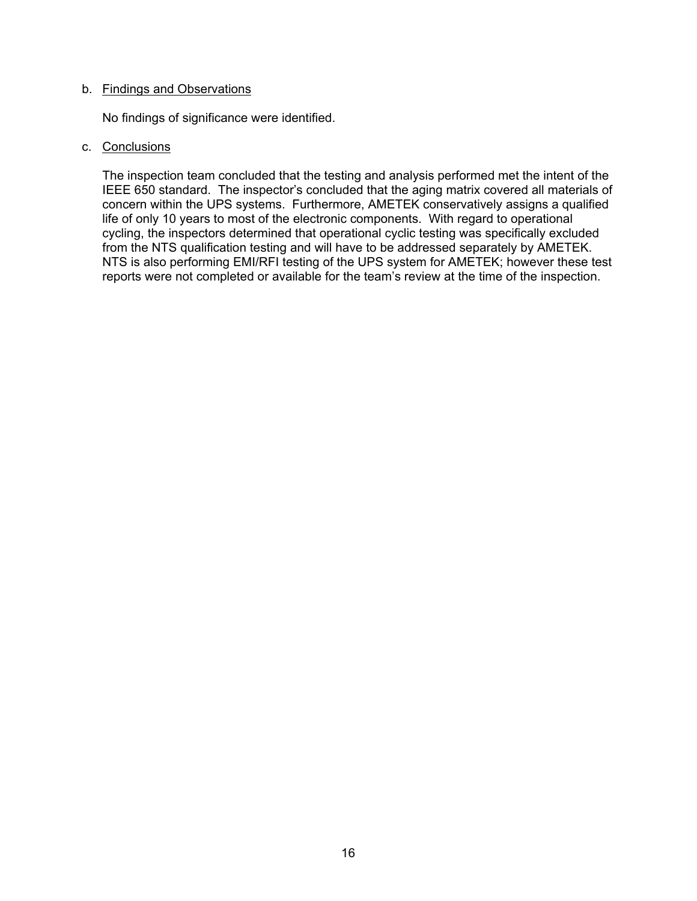b. Findings and Observations

No findings of significance were identified.

c. Conclusions

The inspection team concluded that the testing and analysis performed met the intent of the IEEE 650 standard. The inspector's concluded that the aging matrix covered all materials of concern within the UPS systems. Furthermore, AMETEK conservatively assigns a qualified life of only 10 years to most of the electronic components. With regard to operational cycling, the inspectors determined that operational cyclic testing was specifically excluded from the NTS qualification testing and will have to be addressed separately by AMETEK. NTS is also performing EMI/RFI testing of the UPS system for AMETEK; however these test reports were not completed or available for the team's review at the time of the inspection.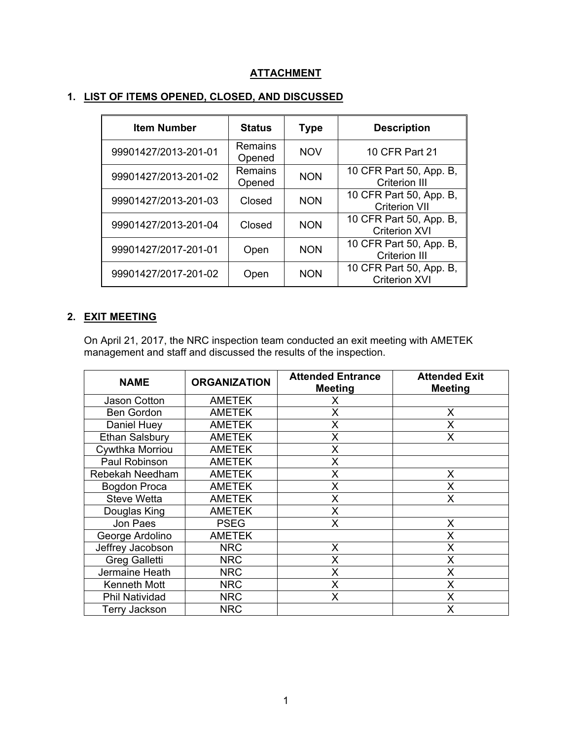# ATTACHMENT

## 1. LIST OF ITEMS OPENED, CLOSED, AND DISCUSSED

| Item Number | Status | Type | Description |
|---|---|---|---|
| 99901427/2013-201-01 | Remains Opened | NOV | 10 CFR Part 21 |
| 99901427/2013-201-02 | Remains Opened | NON | 10 CFR Part 50, App. B, Criterion III |
| 99901427/2013-201-03 | Closed | NON | 10 CFR Part 50, App. B, Criterion VII |
| 99901427/2013-201-04 | Closed | NON | 10 CFR Part 50, App. B, Criterion XVI |
| 99901427/2017-201-01 | Open | NON | 10 CFR Part 50, App. B, Criterion III |
| 99901427/2017-201-02 | Open | NON | 10 CFR Part 50, App. B, Criterion XVI |

## 2. EXIT MEETING

On April 21, 2017, the NRC inspection team conducted an exit meeting with AMETEK management and staff and discussed the results of the inspection.

| NAME | ORGANIZATION | Attended Entrance Meeting | Attended Exit Meeting |
|---|---|---|---|
| Jason Cotton | AMETEK | X | |
| Ben Gordon | AMETEK | X | X |
| Daniel Huey | AMETEK | X | X |
| Ethan Salsbury | AMETEK | X | X |
| Cywthka Morriou | AMETEK | X | |
| Paul Robinson | AMETEK | X | |
| Rebekah Needham | AMETEK | X | X |
| Bogdon Proca | AMETEK | X | X |
| Steve Wetta | AMETEK | X | X |
| Douglas King | AMETEK | X | |
| Jon Paes | PSEG | X | X |
| George Ardolino | AMETEK | | X |
| Jeffrey Jacobson | NRC | X | X |
| Greg Galletti | NRC | X | X |
| Jermaine Heath | NRC | X | X |
| Kenneth Mott | NRC | X | X |
| Phil Natividad | NRC | X | X |
| Terry Jackson | NRC | | X |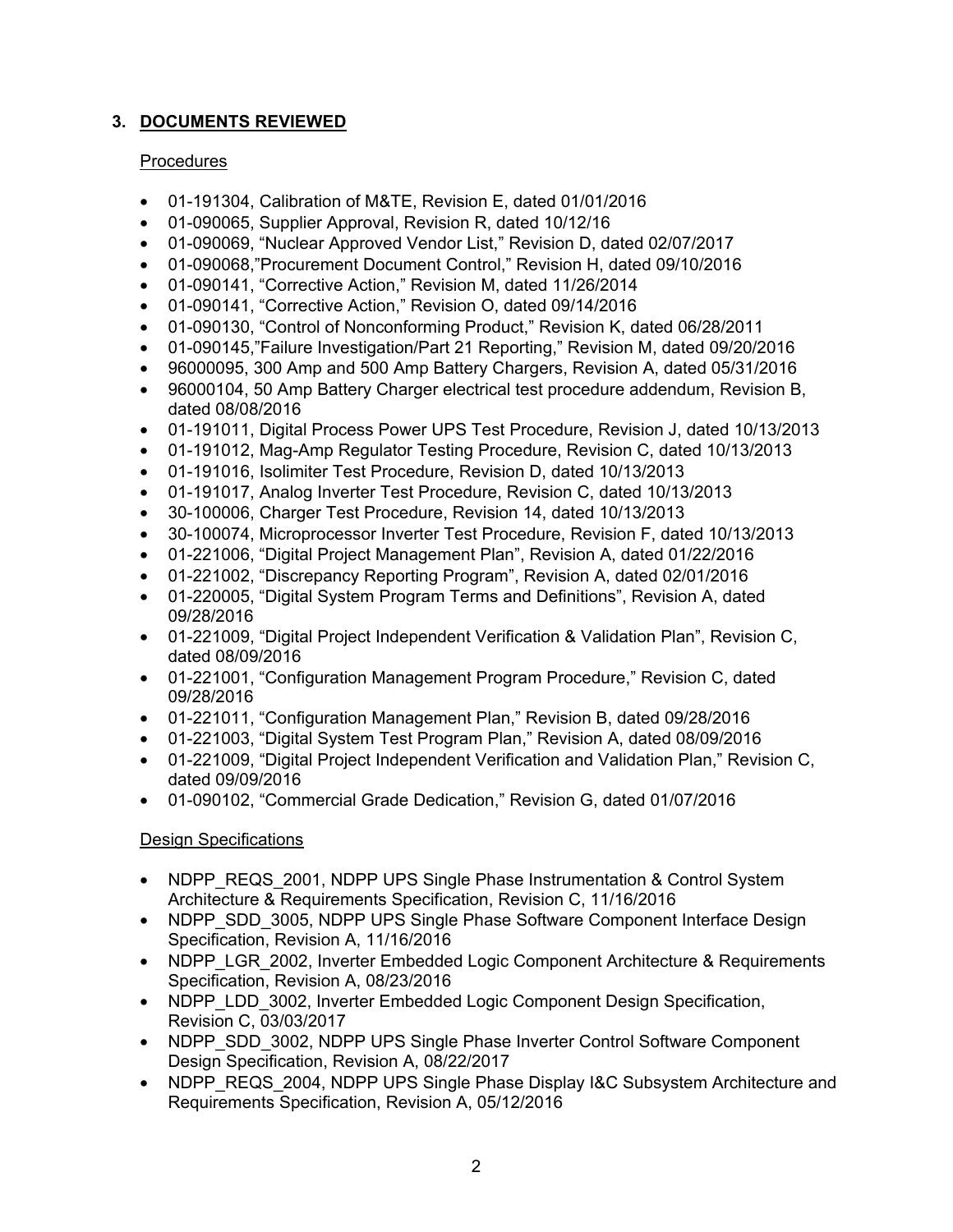## 3. **DOCUMENTS REVIEWED**

Procedures

- 01-191304, Calibration of M&TE, Revision E, dated 01/01/2016
- 01-090065, Supplier Approval, Revision R, dated 10/12/16
- 01-090069, "Nuclear Approved Vendor List," Revision D, dated 02/07/2017
- 01-090068,"Procurement Document Control," Revision H, dated 09/10/2016
- 01-090141, "Corrective Action," Revision M, dated 11/26/2014
- 01-090141, "Corrective Action," Revision O, dated 09/14/2016
- 01-090130, "Control of Nonconforming Product," Revision K, dated 06/28/2011
- 01-090145,"Failure Investigation/Part 21 Reporting," Revision M, dated 09/20/2016
- 96000095, 300 Amp and 500 Amp Battery Chargers, Revision A, dated 05/31/2016
- 96000104, 50 Amp Battery Charger electrical test procedure addendum, Revision B, dated 08/08/2016
- 01-191011, Digital Process Power UPS Test Procedure, Revision J, dated 10/13/2013
- 01-191012, Mag-Amp Regulator Testing Procedure, Revision C, dated 10/13/2013
- 01-191016, Isolimiter Test Procedure, Revision D, dated 10/13/2013
- 01-191017, Analog Inverter Test Procedure, Revision C, dated 10/13/2013
- 30-100006, Charger Test Procedure, Revision 14, dated 10/13/2013
- 30-100074, Microprocessor Inverter Test Procedure, Revision F, dated 10/13/2013
- 01-221006, "Digital Project Management Plan", Revision A, dated 01/22/2016
- 01-221002, "Discrepancy Reporting Program", Revision A, dated 02/01/2016
- 01-220005, "Digital System Program Terms and Definitions", Revision A, dated 09/28/2016
- 01-221009, "Digital Project Independent Verification & Validation Plan", Revision C, dated 08/09/2016
- 01-221001, "Configuration Management Program Procedure," Revision C, dated 09/28/2016
- 01-221011, "Configuration Management Plan," Revision B, dated 09/28/2016
- 01-221003, "Digital System Test Program Plan," Revision A, dated 08/09/2016
- 01-221009, "Digital Project Independent Verification and Validation Plan," Revision C, dated 09/09/2016
- 01-090102, "Commercial Grade Dedication," Revision G, dated 01/07/2016

Design Specifications

- NDPP_REQS_2001, NDPP UPS Single Phase Instrumentation & Control System Architecture & Requirements Specification, Revision C, 11/16/2016
- NDPP_SDD_3005, NDPP UPS Single Phase Software Component Interface Design Specification, Revision A, 11/16/2016
- NDPP_LGR_2002, Inverter Embedded Logic Component Architecture & Requirements Specification, Revision A, 08/23/2016
- NDPP_LDD_3002, Inverter Embedded Logic Component Design Specification, Revision C, 03/03/2017
- NDPP_SDD_3002, NDPP UPS Single Phase Inverter Control Software Component Design Specification, Revision A, 08/22/2017
- NDPP_REQS_2004, NDPP UPS Single Phase Display I&C Subsystem Architecture and Requirements Specification, Revision A, 05/12/2016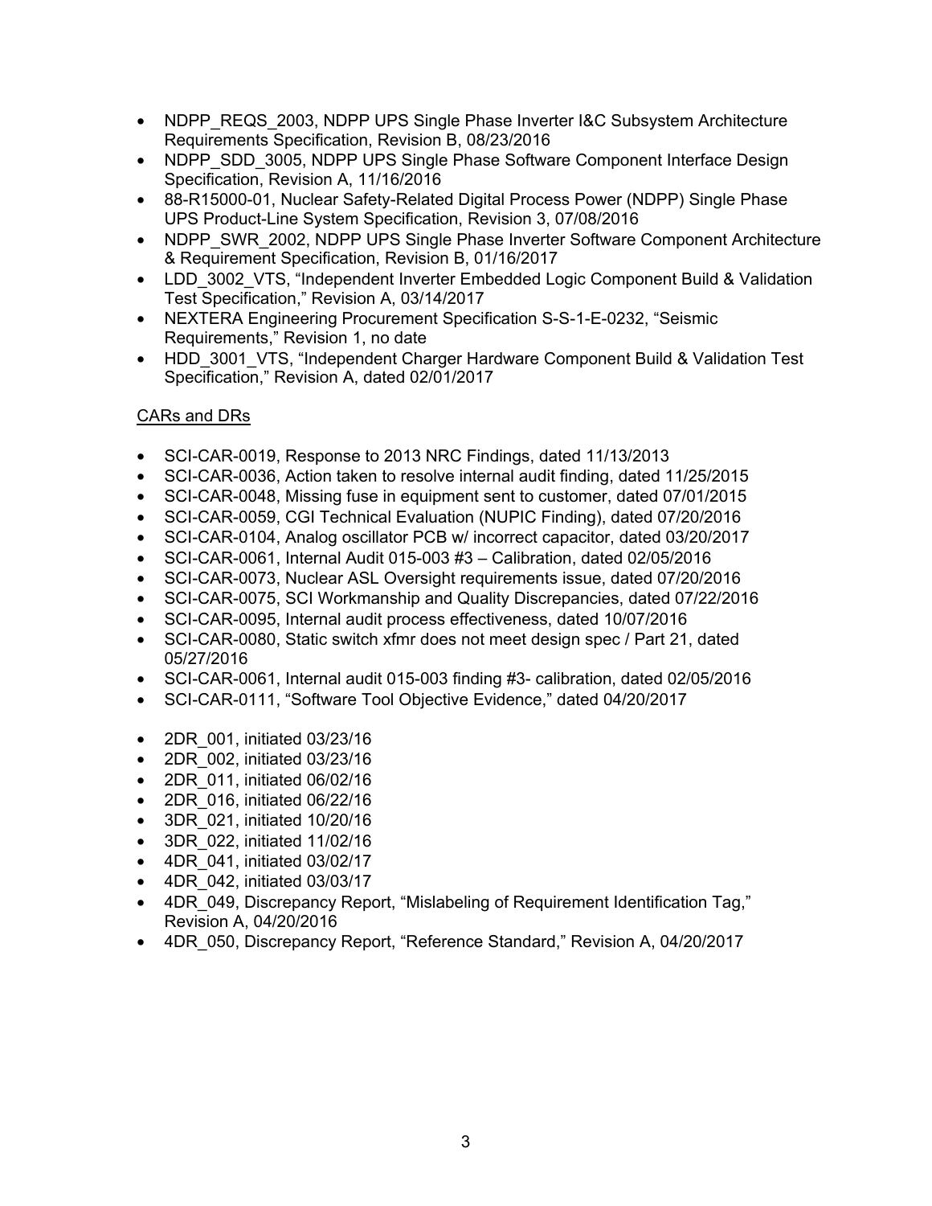- NDPP_REQS_2003, NDPP UPS Single Phase Inverter I&C Subsystem Architecture Requirements Specification, Revision B, 08/23/2016
- NDPP_SDD_3005, NDPP UPS Single Phase Software Component Interface Design Specification, Revision A, 11/16/2016
- 88-R15000-01, Nuclear Safety-Related Digital Process Power (NDPP) Single Phase UPS Product-Line System Specification, Revision 3, 07/08/2016
- NDPP_SWR_2002, NDPP UPS Single Phase Inverter Software Component Architecture & Requirement Specification, Revision B, 01/16/2017
- LDD_3002_VTS, "Independent Inverter Embedded Logic Component Build & Validation Test Specification," Revision A, 03/14/2017
- NEXTERA Engineering Procurement Specification S-S-1-E-0232, "Seismic Requirements," Revision 1, no date
- HDD_3001_VTS, "Independent Charger Hardware Component Build & Validation Test Specification," Revision A, dated 02/01/2017

<u>CARs and DRs</u>

- SCI-CAR-0019, Response to 2013 NRC Findings, dated 11/13/2013
- SCI-CAR-0036, Action taken to resolve internal audit finding, dated 11/25/2015
- SCI-CAR-0048, Missing fuse in equipment sent to customer, dated 07/01/2015
- SCI-CAR-0059, CGI Technical Evaluation (NUPIC Finding), dated 07/20/2016
- SCI-CAR-0104, Analog oscillator PCB w/ incorrect capacitor, dated 03/20/2017
- SCI-CAR-0061, Internal Audit 015-003 #3 – Calibration, dated 02/05/2016
- SCI-CAR-0073, Nuclear ASL Oversight requirements issue, dated 07/20/2016
- SCI-CAR-0075, SCI Workmanship and Quality Discrepancies, dated 07/22/2016
- SCI-CAR-0095, Internal audit process effectiveness, dated 10/07/2016
- SCI-CAR-0080, Static switch xfmr does not meet design spec / Part 21, dated 05/27/2016
- SCI-CAR-0061, Internal audit 015-003 finding #3- calibration, dated 02/05/2016
- SCI-CAR-0111, "Software Tool Objective Evidence," dated 04/20/2017

- 2DR_001, initiated 03/23/16
- 2DR_002, initiated 03/23/16
- 2DR_011, initiated 06/02/16
- 2DR_016, initiated 06/22/16
- 3DR_021, initiated 10/20/16
- 3DR_022, initiated 11/02/16
- 4DR_041, initiated 03/02/17
- 4DR_042, initiated 03/03/17
- 4DR_049, Discrepancy Report, "Mislabeling of Requirement Identification Tag," Revision A, 04/20/2016
- 4DR_050, Discrepancy Report, "Reference Standard," Revision A, 04/20/2017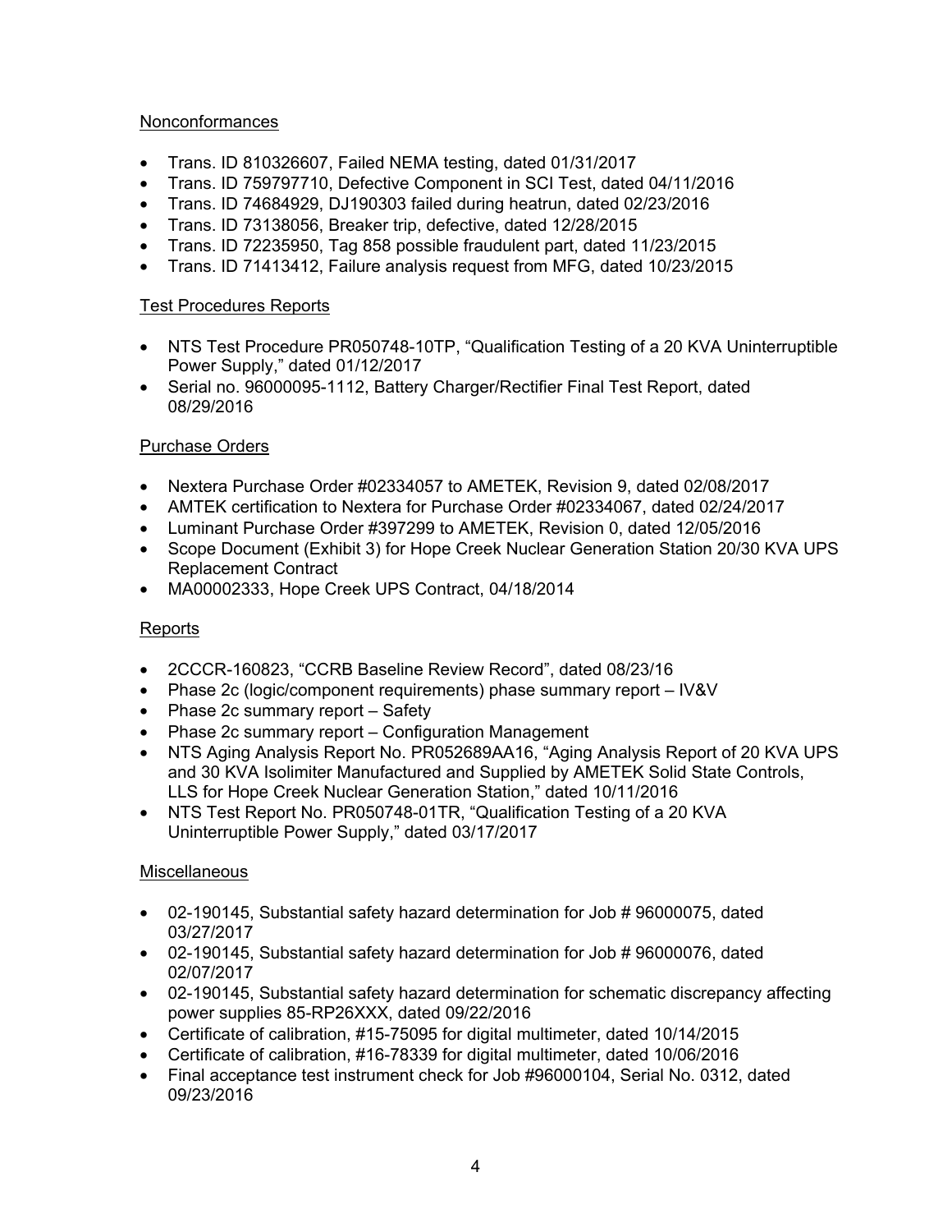Nonconformances

- Trans. ID 810326607, Failed NEMA testing, dated 01/31/2017
- Trans. ID 759797710, Defective Component in SCI Test, dated 04/11/2016
- Trans. ID 74684929, DJ190303 failed during heatrun, dated 02/23/2016
- Trans. ID 73138056, Breaker trip, defective, dated 12/28/2015
- Trans. ID 72235950, Tag 858 possible fraudulent part, dated 11/23/2015
- Trans. ID 71413412, Failure analysis request from MFG, dated 10/23/2015

Test Procedures Reports

- NTS Test Procedure PR050748-10TP, "Qualification Testing of a 20 KVA Uninterruptible Power Supply," dated 01/12/2017
- Serial no. 96000095-1112, Battery Charger/Rectifier Final Test Report, dated 08/29/2016

Purchase Orders

- Nextera Purchase Order #02334057 to AMETEK, Revision 9, dated 02/08/2017
- AMTEK certification to Nextera for Purchase Order #02334067, dated 02/24/2017
- Luminant Purchase Order #397299 to AMETEK, Revision 0, dated 12/05/2016
- Scope Document (Exhibit 3) for Hope Creek Nuclear Generation Station 20/30 KVA UPS Replacement Contract
- MA00002333, Hope Creek UPS Contract, 04/18/2014

Reports

- 2CCCR-160823, "CCRB Baseline Review Record", dated 08/23/16
- Phase 2c (logic/component requirements) phase summary report – IV&V
- Phase 2c summary report – Safety
- Phase 2c summary report – Configuration Management
- NTS Aging Analysis Report No. PR052689AA16, "Aging Analysis Report of 20 KVA UPS and 30 KVA Isolimiter Manufactured and Supplied by AMETEK Solid State Controls, LLS for Hope Creek Nuclear Generation Station," dated 10/11/2016
- NTS Test Report No. PR050748-01TR, "Qualification Testing of a 20 KVA Uninterruptible Power Supply," dated 03/17/2017

Miscellaneous

- 02-190145, Substantial safety hazard determination for Job # 96000075, dated 03/27/2017
- 02-190145, Substantial safety hazard determination for Job # 96000076, dated 02/07/2017
- 02-190145, Substantial safety hazard determination for schematic discrepancy affecting power supplies 85-RP26XXX, dated 09/22/2016
- Certificate of calibration, #15-75095 for digital multimeter, dated 10/14/2015
- Certificate of calibration, #16-78339 for digital multimeter, dated 10/06/2016
- Final acceptance test instrument check for Job #96000104, Serial No. 0312, dated 09/23/2016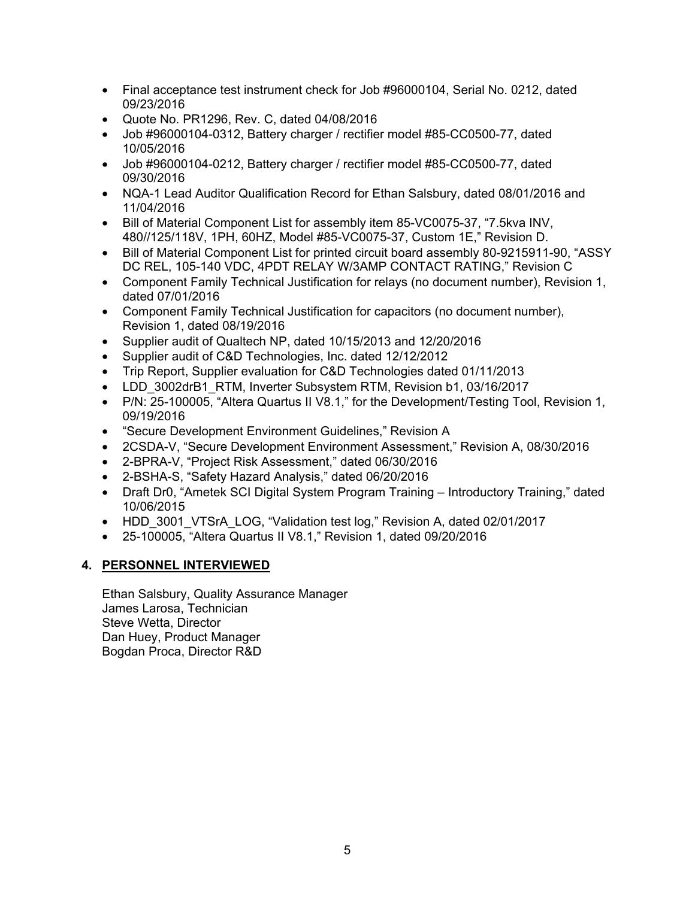- Final acceptance test instrument check for Job #96000104, Serial No. 0212, dated 09/23/2016
- Quote No. PR1296, Rev. C, dated 04/08/2016
- Job #96000104-0312, Battery charger / rectifier model #85-CC0500-77, dated 10/05/2016
- Job #96000104-0212, Battery charger / rectifier model #85-CC0500-77, dated 09/30/2016
- NQA-1 Lead Auditor Qualification Record for Ethan Salsbury, dated 08/01/2016 and 11/04/2016
- Bill of Material Component List for assembly item 85-VC0075-37, "7.5kva INV, 480//125/118V, 1PH, 60HZ, Model #85-VC0075-37, Custom 1E," Revision D.
- Bill of Material Component List for printed circuit board assembly 80-9215911-90, "ASSY DC REL, 105-140 VDC, 4PDT RELAY W/3AMP CONTACT RATING," Revision C
- Component Family Technical Justification for relays (no document number), Revision 1, dated 07/01/2016
- Component Family Technical Justification for capacitors (no document number), Revision 1, dated 08/19/2016
- Supplier audit of Qualtech NP, dated 10/15/2013 and 12/20/2016
- Supplier audit of C&D Technologies, Inc. dated 12/12/2012
- Trip Report, Supplier evaluation for C&D Technologies dated 01/11/2013
- LDD_3002drB1_RTM, Inverter Subsystem RTM, Revision b1, 03/16/2017
- P/N: 25-100005, "Altera Quartus II V8.1," for the Development/Testing Tool, Revision 1, 09/19/2016
- "Secure Development Environment Guidelines," Revision A
- 2CSDA-V, "Secure Development Environment Assessment," Revision A, 08/30/2016
- 2-BPRA-V, "Project Risk Assessment," dated 06/30/2016
- 2-BSHA-S, "Safety Hazard Analysis," dated 06/20/2016
- Draft Dr0, "Ametek SCI Digital System Program Training – Introductory Training," dated 10/06/2015
- HDD_3001_VTSrA_LOG, "Validation test log," Revision A, dated 02/01/2017
- 25-100005, "Altera Quartus II V8.1," Revision 1, dated 09/20/2016

## 4. PERSONNEL INTERVIEWED

Ethan Salsbury, Quality Assurance Manager
James Larosa, Technician
Steve Wetta, Director
Dan Huey, Product Manager
Bogdan Proca, Director R&D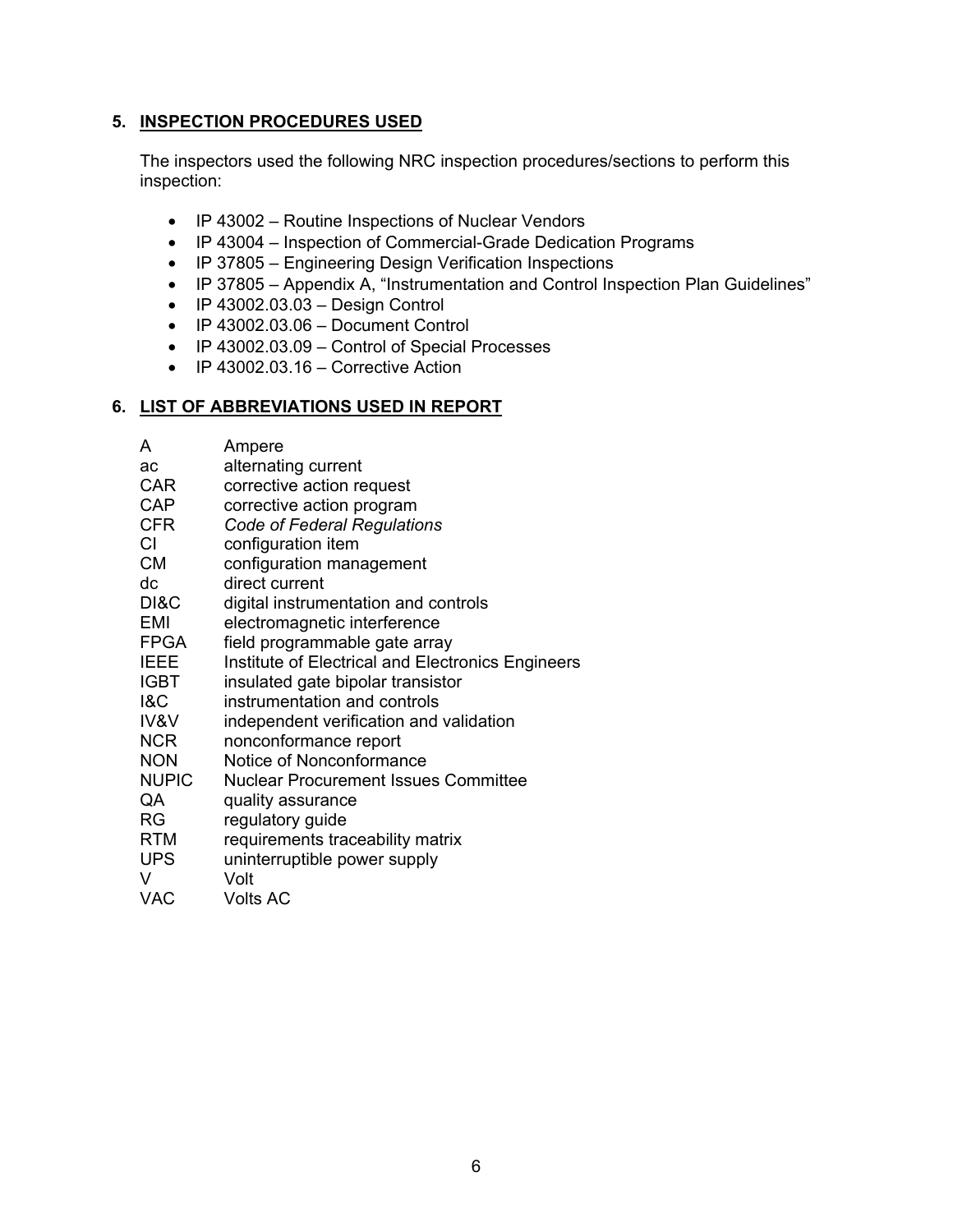## 5. INSPECTION PROCEDURES USED

The inspectors used the following NRC inspection procedures/sections to perform this inspection:

- IP 43002 – Routine Inspections of Nuclear Vendors
- IP 43004 – Inspection of Commercial-Grade Dedication Programs
- IP 37805 – Engineering Design Verification Inspections
- IP 37805 – Appendix A, "Instrumentation and Control Inspection Plan Guidelines"
- IP 43002.03.03 – Design Control
- IP 43002.03.06 – Document Control
- IP 43002.03.09 – Control of Special Processes
- IP 43002.03.16 – Corrective Action

## 6. LIST OF ABBREVIATIONS USED IN REPORT

| | |
|---|---|
| A | Ampere |
| ac | alternating current |
| CAR | corrective action request |
| CAP | corrective action program |
| CFR | *Code of Federal Regulations* |
| CI | configuration item |
| CM | configuration management |
| dc | direct current |
| DI&C | digital instrumentation and controls |
| EMI | electromagnetic interference |
| FPGA | field programmable gate array |
| IEEE | Institute of Electrical and Electronics Engineers |
| IGBT | insulated gate bipolar transistor |
| I&C | instrumentation and controls |
| IV&V | independent verification and validation |
| NCR | nonconformance report |
| NON | Notice of Nonconformance |
| NUPIC | Nuclear Procurement Issues Committee |
| QA | quality assurance |
| RG | regulatory guide |
| RTM | requirements traceability matrix |
| UPS | uninterruptible power supply |
| V | Volt |
| VAC | Volts AC |